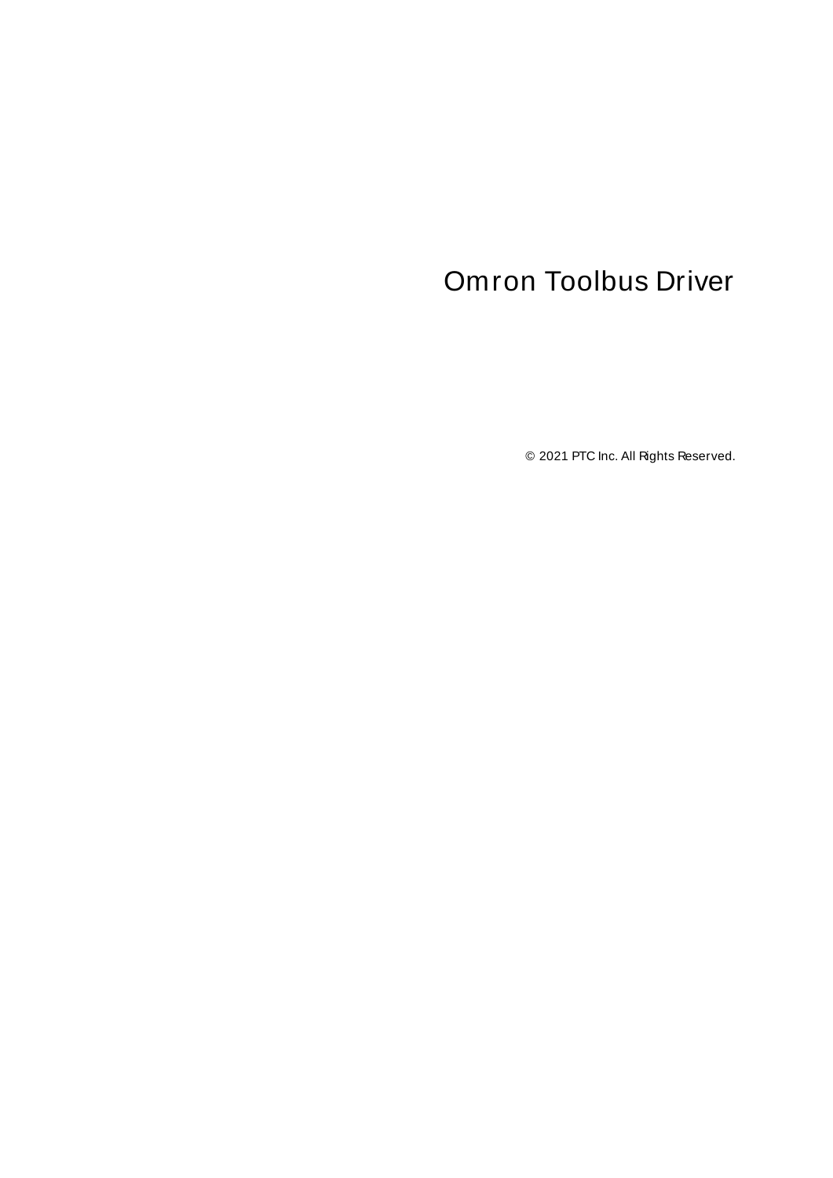# Omron Toolbus Driver

© 2021 PTC Inc. All Rights Reserved.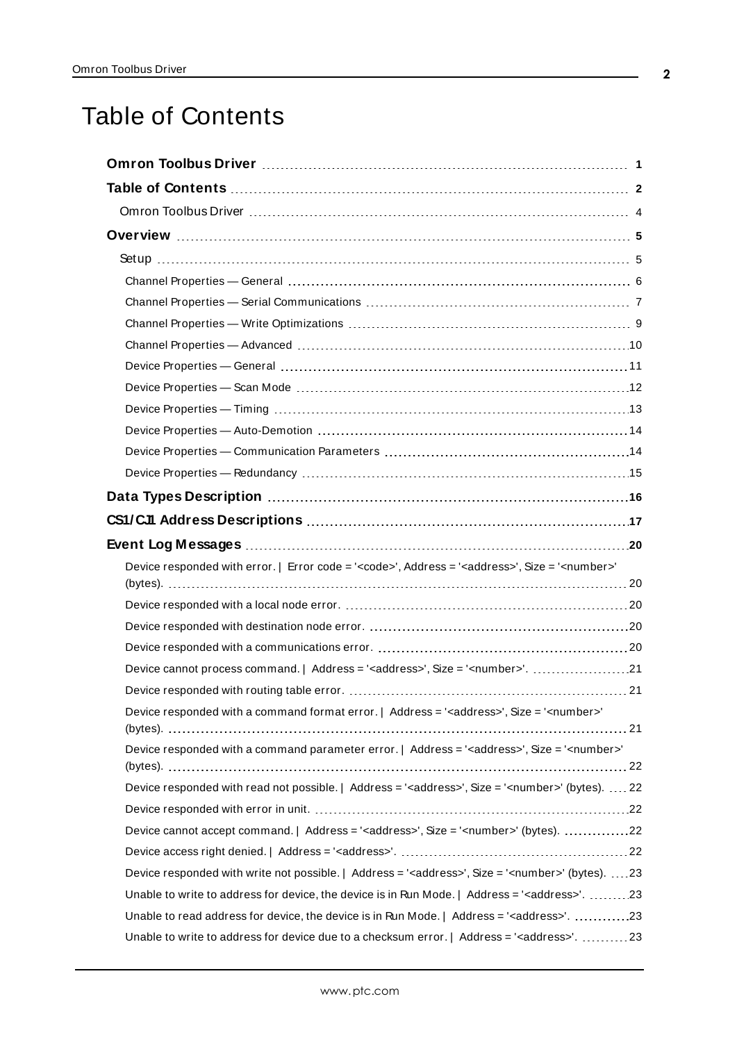# Table of Contents

**Omron Toolbus Driver** 1

**Table of Contents** 2

Omron Toolbus Driver 4

**Overview** 5

Setup 5

Channel Properties — General 6

Channel Properties — Serial Communications 7

Channel Properties — Write Optimizations 9

Channel Properties — Advanced 10

Device Properties — General 11

Device Properties — Scan Mode 12

Device Properties — Timing 13

Device Properties — Auto-Demotion 14

Device Properties — Communication Parameters 14

Device Properties — Redundancy 15

**Data Types Description** 16

**CS1/CJ1 Address Descriptions** 17

**Event Log Messages** 20

Device responded with error. | Error code = '<code>', Address = '<address>', Size = '<number>' (bytes). 20

Device responded with a local node error. 20

Device responded with destination node error. 20

Device responded with a communications error. 20

Device cannot process command. | Address = '<address>', Size = '<number>'. 21

Device responded with routing table error. 21

Device responded with a command format error. | Address = '<address>', Size = '<number>' (bytes). 21

Device responded with a command parameter error. | Address = '<address>', Size = '<number>' (bytes). 22

Device responded with read not possible. | Address = '<address>', Size = '<number>' (bytes). 22

Device responded with error in unit. 22

Device cannot accept command. | Address = '<address>', Size = '<number>' (bytes). 22

Device access right denied. | Address = '<address>'. 22

Device responded with write not possible. | Address = '<address>', Size = '<number>' (bytes). 23

Unable to write to address for device, the device is in Run Mode. | Address = '<address>'. 23

Unable to read address for device, the device is in Run Mode. | Address = '<address>'. 23

Unable to write to address for device due to a checksum error. | Address = '<address>'. 23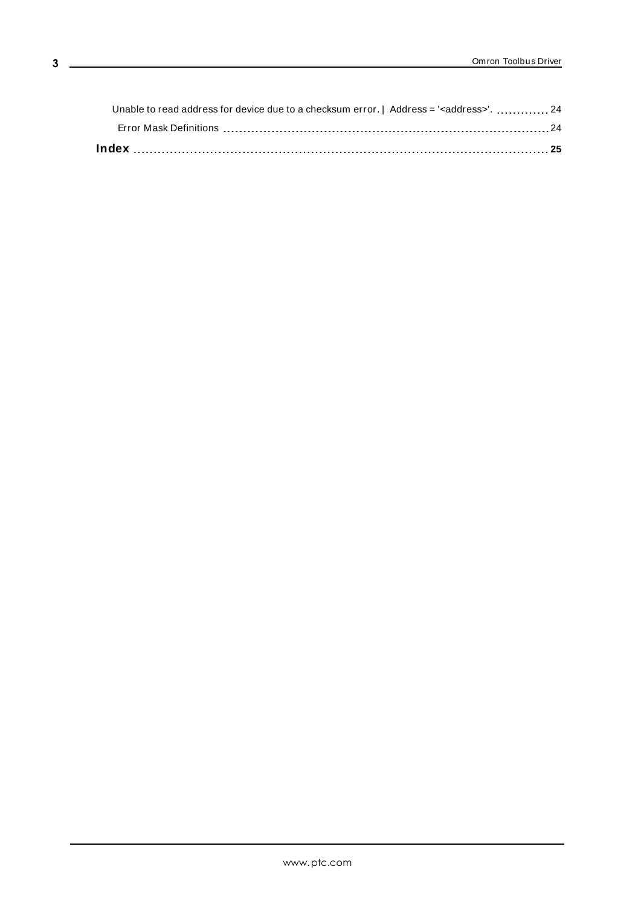Unable to read address for device due to a checksum error. | Address = '<address>'. ............. 24

Error Mask Definitions ........................................................................................ 24

**Index** ........................................................................................................ **25**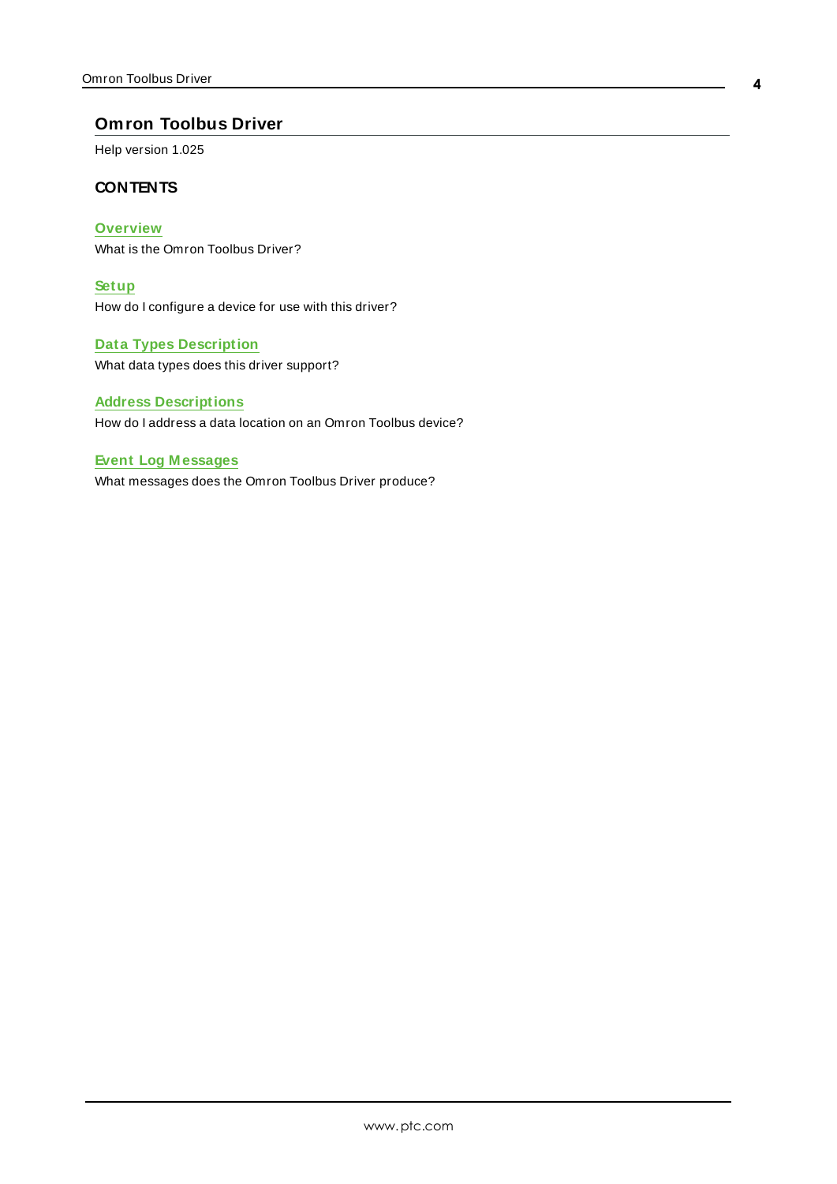# Omron Toolbus Driver

Help version 1.025

## CONTENTS

**Overview**
What is the Omron Toolbus Driver?

**Setup**
How do I configure a device for use with this driver?

**Data Types Description**
What data types does this driver support?

**Address Descriptions**
How do I address a data location on an Omron Toolbus device?

**Event Log Messages**
What messages does the Omron Toolbus Driver produce?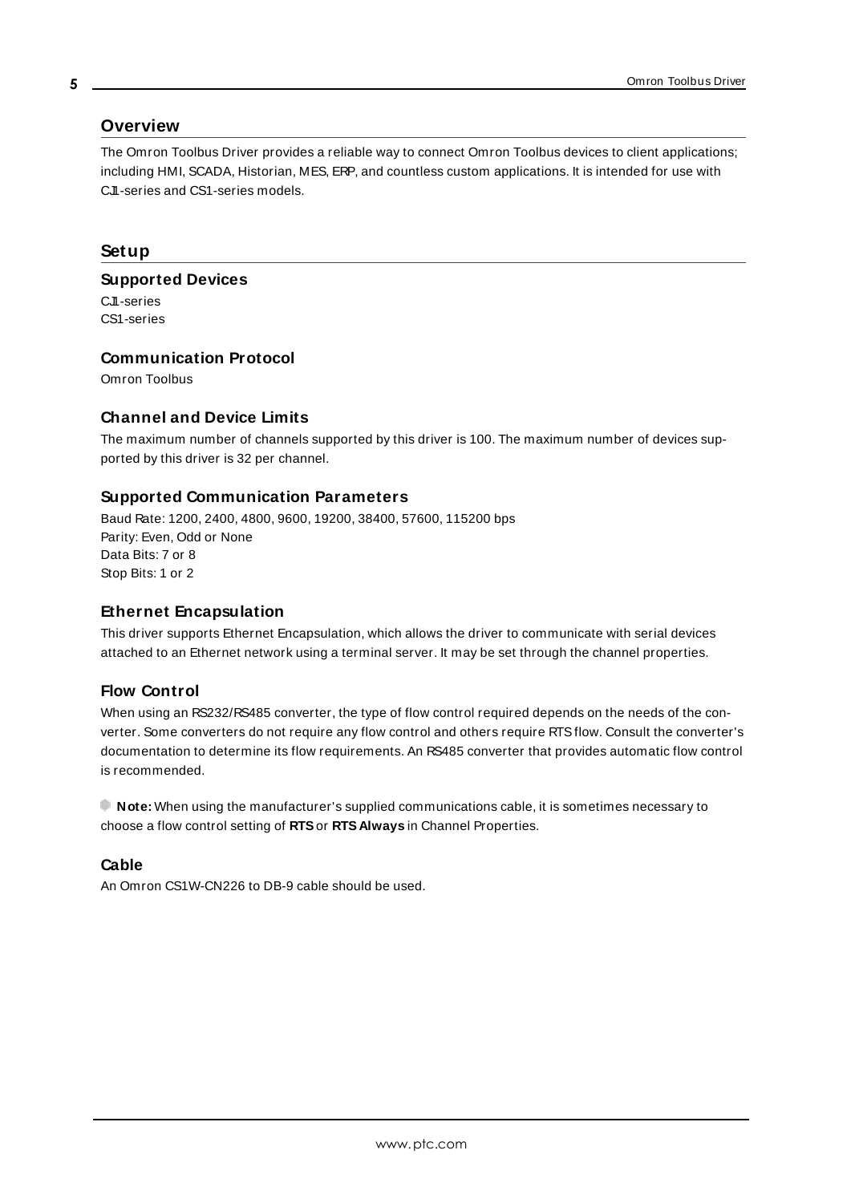## Overview

The Omron Toolbus Driver provides a reliable way to connect Omron Toolbus devices to client applications; including HMI, SCADA, Historian, MES, ERP, and countless custom applications. It is intended for use with CJ1-series and CS1-series models.

## Setup

### Supported Devices

CJ1-series
CS1-series

### Communication Protocol

Omron Toolbus

### Channel and Device Limits

The maximum number of channels supported by this driver is 100. The maximum number of devices supported by this driver is 32 per channel.

### Supported Communication Parameters

Baud Rate: 1200, 2400, 4800, 9600, 19200, 38400, 57600, 115200 bps
Parity: Even, Odd or None
Data Bits: 7 or 8
Stop Bits: 1 or 2

### Ethernet Encapsulation

This driver supports Ethernet Encapsulation, which allows the driver to communicate with serial devices attached to an Ethernet network using a terminal server. It may be set through the channel properties.

### Flow Control

When using an RS232/RS485 converter, the type of flow control required depends on the needs of the converter. Some converters do not require any flow control and others require RTS flow. Consult the converter's documentation to determine its flow requirements. An RS485 converter that provides automatic flow control is recommended.

**Note:** When using the manufacturer's supplied communications cable, it is sometimes necessary to choose a flow control setting of **RTS** or **RTS Always** in Channel Properties.

### Cable

An Omron CS1W-CN226 to DB-9 cable should be used.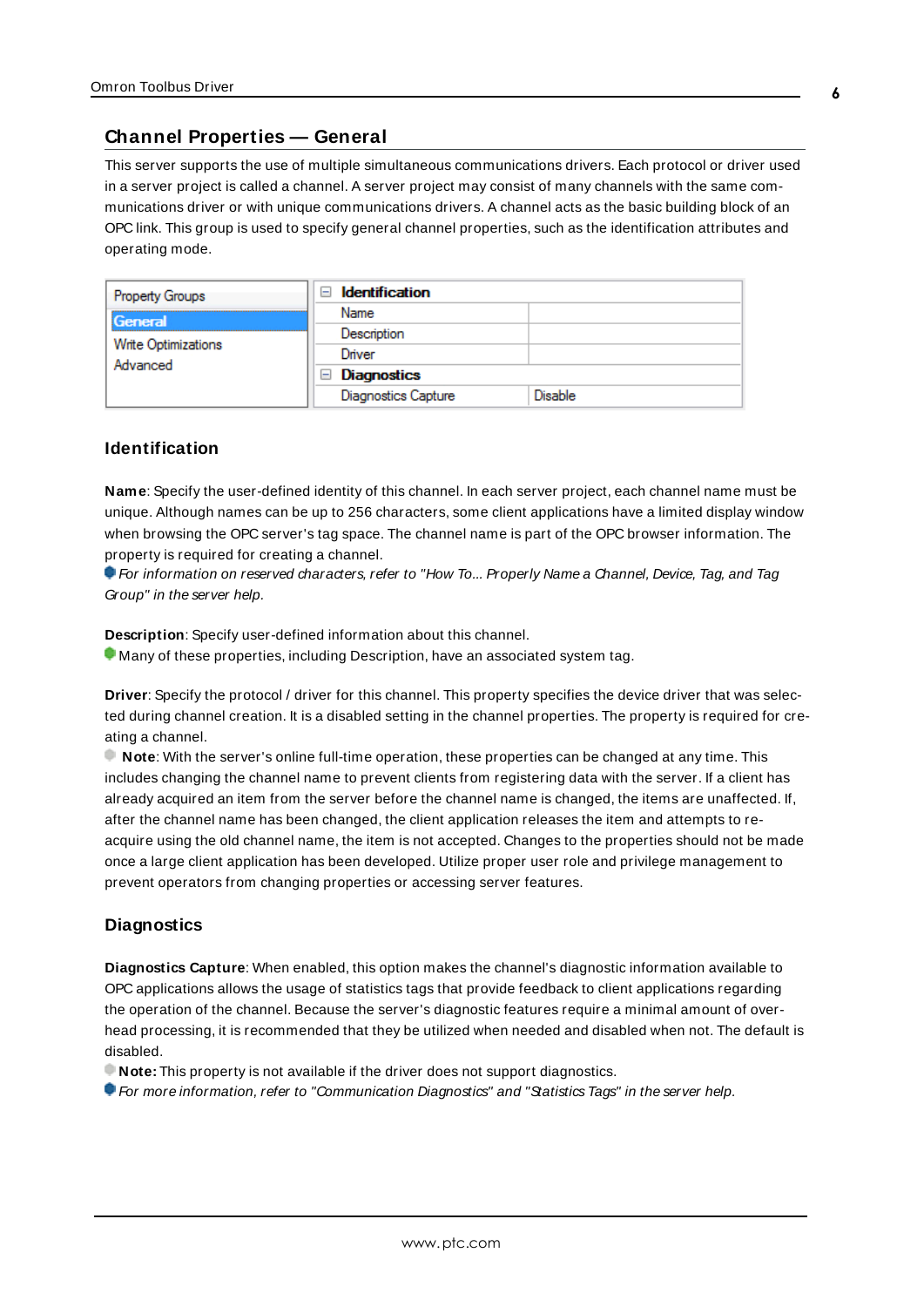## Channel Properties — General

This server supports the use of multiple simultaneous communications drivers. Each protocol or driver used in a server project is called a channel. A server project may consist of many channels with the same communications driver or with unique communications drivers. A channel acts as the basic building block of an OPC link. This group is used to specify general channel properties, such as the identification attributes and operating mode.

| Property Groups | Identification | |
|---|---|---|
| **General** | Name | |
| Write Optimizations | Description | |
| Advanced | Driver | |
| | **Diagnostics** | |
| | Diagnostics Capture | Disable |

### Identification

**Name**: Specify the user-defined identity of this channel. In each server project, each channel name must be unique. Although names can be up to 256 characters, some client applications have a limited display window when browsing the OPC server's tag space. The channel name is part of the OPC browser information. The property is required for creating a channel.

*For information on reserved characters, refer to "How To... Properly Name a Channel, Device, Tag, and Tag Group" in the server help.*

**Description**: Specify user-defined information about this channel.

Many of these properties, including Description, have an associated system tag.

**Driver**: Specify the protocol / driver for this channel. This property specifies the device driver that was selected during channel creation. It is a disabled setting in the channel properties. The property is required for creating a channel.

**Note**: With the server's online full-time operation, these properties can be changed at any time. This includes changing the channel name to prevent clients from registering data with the server. If a client has already acquired an item from the server before the channel name is changed, the items are unaffected. If, after the channel name has been changed, the client application releases the item and attempts to re-acquire using the old channel name, the item is not accepted. Changes to the properties should not be made once a large client application has been developed. Utilize proper user role and privilege management to prevent operators from changing properties or accessing server features.

### Diagnostics

**Diagnostics Capture**: When enabled, this option makes the channel's diagnostic information available to OPC applications allows the usage of statistics tags that provide feedback to client applications regarding the operation of the channel. Because the server's diagnostic features require a minimal amount of overhead processing, it is recommended that they be utilized when needed and disabled when not. The default is disabled.

**Note:** This property is not available if the driver does not support diagnostics.

*For more information, refer to "Communication Diagnostics" and "Statistics Tags" in the server help.*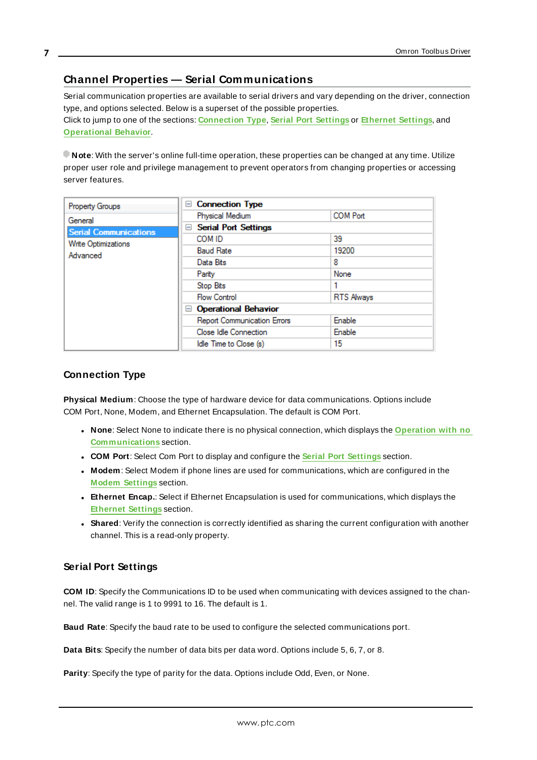## Channel Properties — Serial Communications

Serial communication properties are available to serial drivers and vary depending on the driver, connection type, and options selected. Below is a superset of the possible properties.
Click to jump to one of the sections: **Connection Type**, **Serial Port Settings** or **Ethernet Settings**, and **Operational Behavior**.

**Note**: With the server's online full-time operation, these properties can be changed at any time. Utilize proper user role and privilege management to prevent operators from changing properties or accessing server features.

| Property Groups | Property | Value |
|---|---|---|
| General | **Connection Type** | |
| **Serial Communications** | Physical Medium | COM Port |
| Write Optimizations | **Serial Port Settings** | |
| Advanced | COM ID | 39 |
| | Baud Rate | 19200 |
| | Data Bits | 8 |
| | Parity | None |
| | Stop Bits | 1 |
| | Flow Control | RTS Always |
| | **Operational Behavior** | |
| | Report Communication Errors | Enable |
| | Close Idle Connection | Enable |
| | Idle Time to Close (s) | 15 |

### Connection Type

**Physical Medium**: Choose the type of hardware device for data communications. Options include COM Port, None, Modem, and Ethernet Encapsulation. The default is COM Port.

- **None**: Select None to indicate there is no physical connection, which displays the **Operation with no Communications** section.
- **COM Port**: Select Com Port to display and configure the **Serial Port Settings** section.
- **Modem**: Select Modem if phone lines are used for communications, which are configured in the **Modem Settings** section.
- **Ethernet Encap.**: Select if Ethernet Encapsulation is used for communications, which displays the **Ethernet Settings** section.
- **Shared**: Verify the connection is correctly identified as sharing the current configuration with another channel. This is a read-only property.

### Serial Port Settings

**COM ID**: Specify the Communications ID to be used when communicating with devices assigned to the channel. The valid range is 1 to 9991 to 16. The default is 1.

**Baud Rate**: Specify the baud rate to be used to configure the selected communications port.

**Data Bits**: Specify the number of data bits per data word. Options include 5, 6, 7, or 8.

**Parity**: Specify the type of parity for the data. Options include Odd, Even, or None.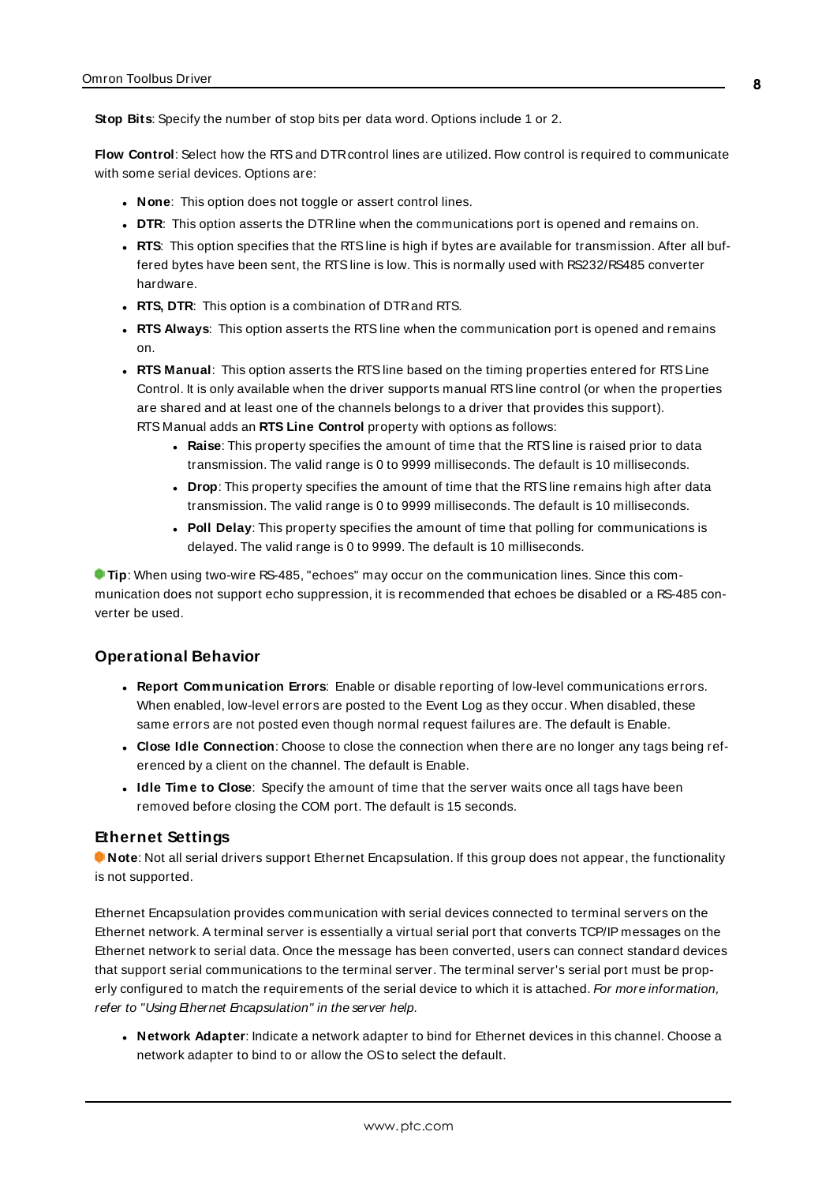**Stop Bits**: Specify the number of stop bits per data word. Options include 1 or 2.

**Flow Control**: Select how the RTS and DTR control lines are utilized. Flow control is required to communicate with some serial devices. Options are:

- **None**: This option does not toggle or assert control lines.
- **DTR**: This option asserts the DTR line when the communications port is opened and remains on.
- **RTS**: This option specifies that the RTS line is high if bytes are available for transmission. After all buffered bytes have been sent, the RTS line is low. This is normally used with RS232/RS485 converter hardware.
- **RTS, DTR**: This option is a combination of DTR and RTS.
- **RTS Always**: This option asserts the RTS line when the communication port is opened and remains on.
- **RTS Manual**: This option asserts the RTS line based on the timing properties entered for RTS Line Control. It is only available when the driver supports manual RTS line control (or when the properties are shared and at least one of the channels belongs to a driver that provides this support). RTS Manual adds an **RTS Line Control** property with options as follows:
  - **Raise**: This property specifies the amount of time that the RTS line is raised prior to data transmission. The valid range is 0 to 9999 milliseconds. The default is 10 milliseconds.
  - **Drop**: This property specifies the amount of time that the RTS line remains high after data transmission. The valid range is 0 to 9999 milliseconds. The default is 10 milliseconds.
  - **Poll Delay**: This property specifies the amount of time that polling for communications is delayed. The valid range is 0 to 9999. The default is 10 milliseconds.

**Tip**: When using two-wire RS-485, "echoes" may occur on the communication lines. Since this communication does not support echo suppression, it is recommended that echoes be disabled or a RS-485 converter be used.

## Operational Behavior

- **Report Communication Errors**: Enable or disable reporting of low-level communications errors. When enabled, low-level errors are posted to the Event Log as they occur. When disabled, these same errors are not posted even though normal request failures are. The default is Enable.
- **Close Idle Connection**: Choose to close the connection when there are no longer any tags being referenced by a client on the channel. The default is Enable.
- **Idle Time to Close**: Specify the amount of time that the server waits once all tags have been removed before closing the COM port. The default is 15 seconds.

## Ethernet Settings

**Note**: Not all serial drivers support Ethernet Encapsulation. If this group does not appear, the functionality is not supported.

Ethernet Encapsulation provides communication with serial devices connected to terminal servers on the Ethernet network. A terminal server is essentially a virtual serial port that converts TCP/IP messages on the Ethernet network to serial data. Once the message has been converted, users can connect standard devices that support serial communications to the terminal server. The terminal server's serial port must be properly configured to match the requirements of the serial device to which it is attached. *For more information, refer to "Using Ethernet Encapsulation" in the server help.*

- **Network Adapter**: Indicate a network adapter to bind for Ethernet devices in this channel. Choose a network adapter to bind to or allow the OS to select the default.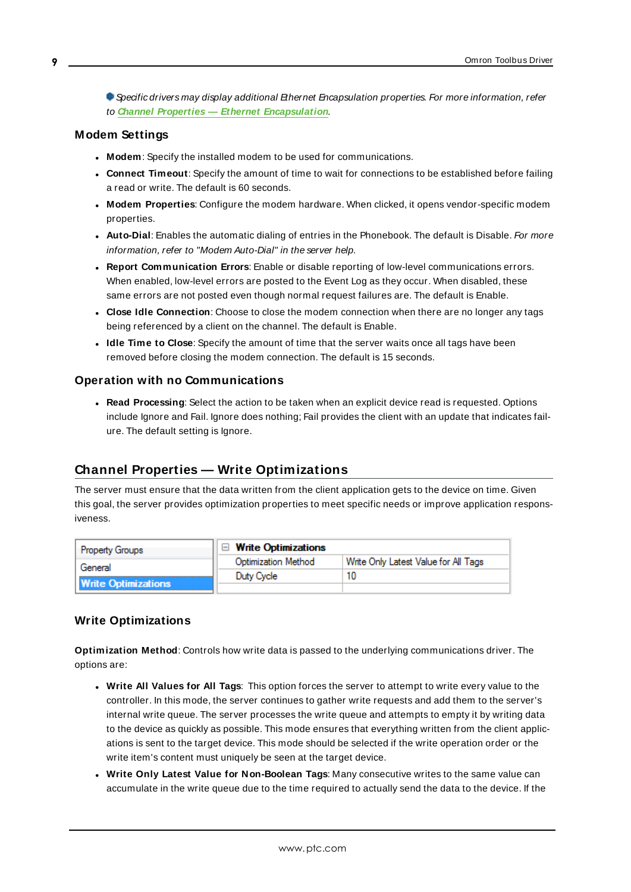Specific drivers may display additional Ethernet Encapsulation properties. For more information, refer to **Channel Properties — Ethernet Encapsulation**.

### Modem Settings

- **Modem**: Specify the installed modem to be used for communications.
- **Connect Timeout**: Specify the amount of time to wait for connections to be established before failing a read or write. The default is 60 seconds.
- **Modem Properties**: Configure the modem hardware. When clicked, it opens vendor-specific modem properties.
- **Auto-Dial**: Enables the automatic dialing of entries in the Phonebook. The default is Disable. *For more information, refer to "Modem Auto-Dial" in the server help.*
- **Report Communication Errors**: Enable or disable reporting of low-level communications errors. When enabled, low-level errors are posted to the Event Log as they occur. When disabled, these same errors are not posted even though normal request failures are. The default is Enable.
- **Close Idle Connection**: Choose to close the modem connection when there are no longer any tags being referenced by a client on the channel. The default is Enable.
- **Idle Time to Close**: Specify the amount of time that the server waits once all tags have been removed before closing the modem connection. The default is 15 seconds.

### Operation with no Communications

- **Read Processing**: Select the action to be taken when an explicit device read is requested. Options include Ignore and Fail. Ignore does nothing; Fail provides the client with an update that indicates failure. The default setting is Ignore.

## Channel Properties — Write Optimizations

The server must ensure that the data written from the client application gets to the device on time. Given this goal, the server provides optimization properties to meet specific needs or improve application responsiveness.

| Property Groups | Write Optimizations | |
|---|---|---|
| General | Optimization Method | Write Only Latest Value for All Tags |
| **Write Optimizations** | Duty Cycle | 10 |

### Write Optimizations

**Optimization Method**: Controls how write data is passed to the underlying communications driver. The options are:

- **Write All Values for All Tags**: This option forces the server to attempt to write every value to the controller. In this mode, the server continues to gather write requests and add them to the server's internal write queue. The server processes the write queue and attempts to empty it by writing data to the device as quickly as possible. This mode ensures that everything written from the client applications is sent to the target device. This mode should be selected if the write operation order or the write item's content must uniquely be seen at the target device.
- **Write Only Latest Value for Non-Boolean Tags**: Many consecutive writes to the same value can accumulate in the write queue due to the time required to actually send the data to the device. If the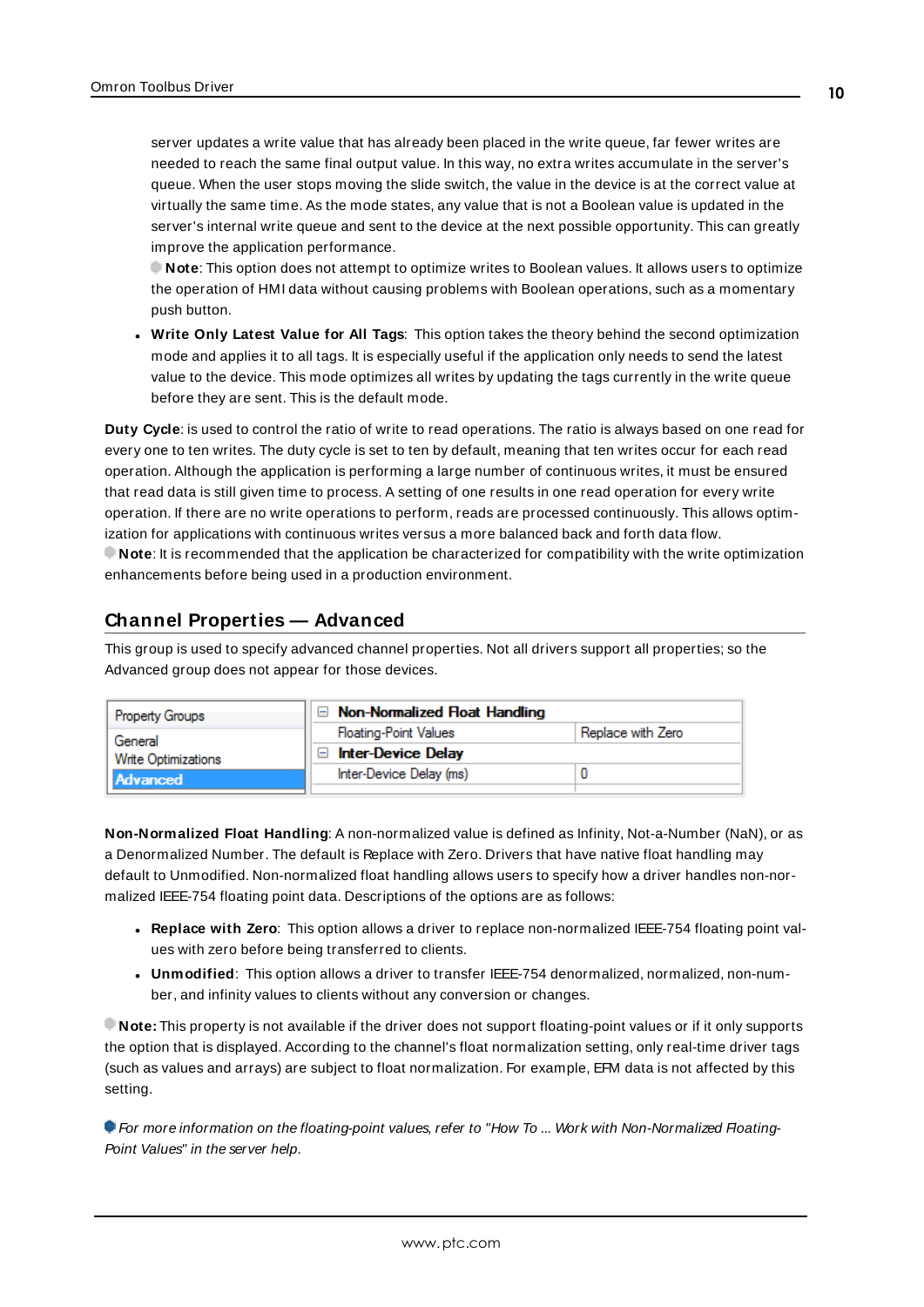server updates a write value that has already been placed in the write queue, far fewer writes are needed to reach the same final output value. In this way, no extra writes accumulate in the server's queue. When the user stops moving the slide switch, the value in the device is at the correct value at virtually the same time. As the mode states, any value that is not a Boolean value is updated in the server's internal write queue and sent to the device at the next possible opportunity. This can greatly improve the application performance.

**Note**: This option does not attempt to optimize writes to Boolean values. It allows users to optimize the operation of HMI data without causing problems with Boolean operations, such as a momentary push button.

- **Write Only Latest Value for All Tags**: This option takes the theory behind the second optimization mode and applies it to all tags. It is especially useful if the application only needs to send the latest value to the device. This mode optimizes all writes by updating the tags currently in the write queue before they are sent. This is the default mode.

**Duty Cycle**: is used to control the ratio of write to read operations. The ratio is always based on one read for every one to ten writes. The duty cycle is set to ten by default, meaning that ten writes occur for each read operation. Although the application is performing a large number of continuous writes, it must be ensured that read data is still given time to process. A setting of one results in one read operation for every write operation. If there are no write operations to perform, reads are processed continuously. This allows optimization for applications with continuous writes versus a more balanced back and forth data flow.

**Note**: It is recommended that the application be characterized for compatibility with the write optimization enhancements before being used in a production environment.

## Channel Properties — Advanced

This group is used to specify advanced channel properties. Not all drivers support all properties; so the Advanced group does not appear for those devices.

| Property Groups | Property | Value |
|---|---|---|
| General | **Non-Normalized Float Handling** | |
| Write Optimizations | Floating-Point Values | Replace with Zero |
| **Advanced** | **Inter-Device Delay** | |
| | Inter-Device Delay (ms) | 0 |

**Non-Normalized Float Handling**: A non-normalized value is defined as Infinity, Not-a-Number (NaN), or as a Denormalized Number. The default is Replace with Zero. Drivers that have native float handling may default to Unmodified. Non-normalized float handling allows users to specify how a driver handles non-normalized IEEE-754 floating point data. Descriptions of the options are as follows:

- **Replace with Zero**: This option allows a driver to replace non-normalized IEEE-754 floating point values with zero before being transferred to clients.
- **Unmodified**: This option allows a driver to transfer IEEE-754 denormalized, normalized, non-number, and infinity values to clients without any conversion or changes.

**Note:** This property is not available if the driver does not support floating-point values or if it only supports the option that is displayed. According to the channel's float normalization setting, only real-time driver tags (such as values and arrays) are subject to float normalization. For example, EFM data is not affected by this setting.

*For more information on the floating-point values, refer to "How To ... Work with Non-Normalized Floating-Point Values" in the server help.*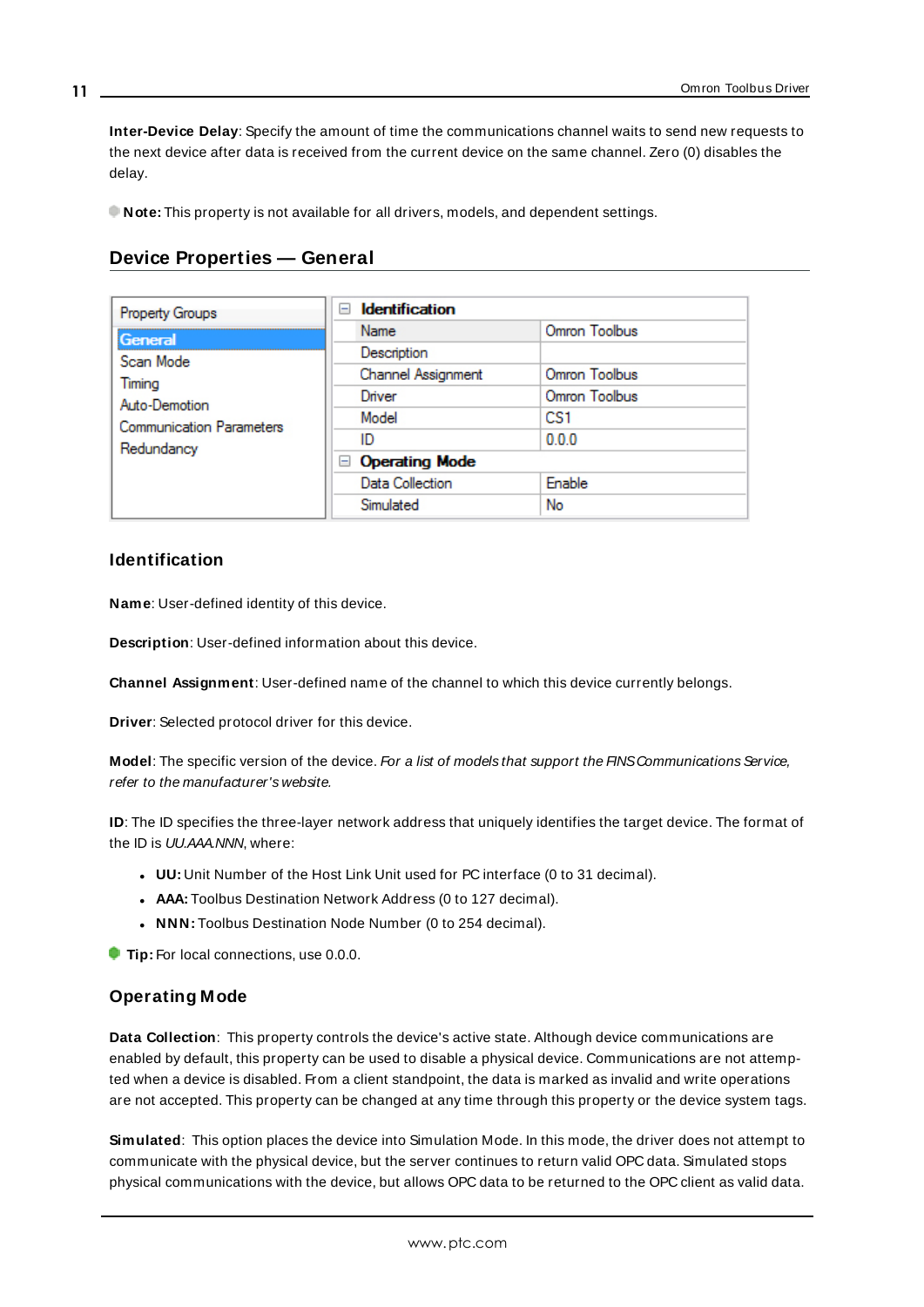**Inter-Device Delay**: Specify the amount of time the communications channel waits to send new requests to the next device after data is received from the current device on the same channel. Zero (0) disables the delay.

**Note:** This property is not available for all drivers, models, and dependent settings.

## Device Properties — General

| Property Groups | | |
|---|---|---|
| **General** | **Identification** | |
| Scan Mode | Name | Omron Toolbus |
| Timing | Description | |
| Auto-Demotion | Channel Assignment | Omron Toolbus |
| Communication Parameters | Driver | Omron Toolbus |
| Redundancy | Model | CS1 |
| | ID | 0.0.0 |
| | **Operating Mode** | |
| | Data Collection | Enable |
| | Simulated | No |

### Identification

**Name**: User-defined identity of this device.

**Description**: User-defined information about this device.

**Channel Assignment**: User-defined name of the channel to which this device currently belongs.

**Driver**: Selected protocol driver for this device.

**Model**: The specific version of the device. *For a list of models that support the FINS Communications Service, refer to the manufacturer's website.*

**ID**: The ID specifies the three-layer network address that uniquely identifies the target device. The format of the ID is *UU.AAA.NNN*, where:

- **UU:** Unit Number of the Host Link Unit used for PC interface (0 to 31 decimal).
- **AAA:** Toolbus Destination Network Address (0 to 127 decimal).
- **NNN:** Toolbus Destination Node Number (0 to 254 decimal).

**Tip:** For local connections, use 0.0.0.

### Operating Mode

**Data Collection**: This property controls the device's active state. Although device communications are enabled by default, this property can be used to disable a physical device. Communications are not attempted when a device is disabled. From a client standpoint, the data is marked as invalid and write operations are not accepted. This property can be changed at any time through this property or the device system tags.

**Simulated**: This option places the device into Simulation Mode. In this mode, the driver does not attempt to communicate with the physical device, but the server continues to return valid OPC data. Simulated stops physical communications with the device, but allows OPC data to be returned to the OPC client as valid data.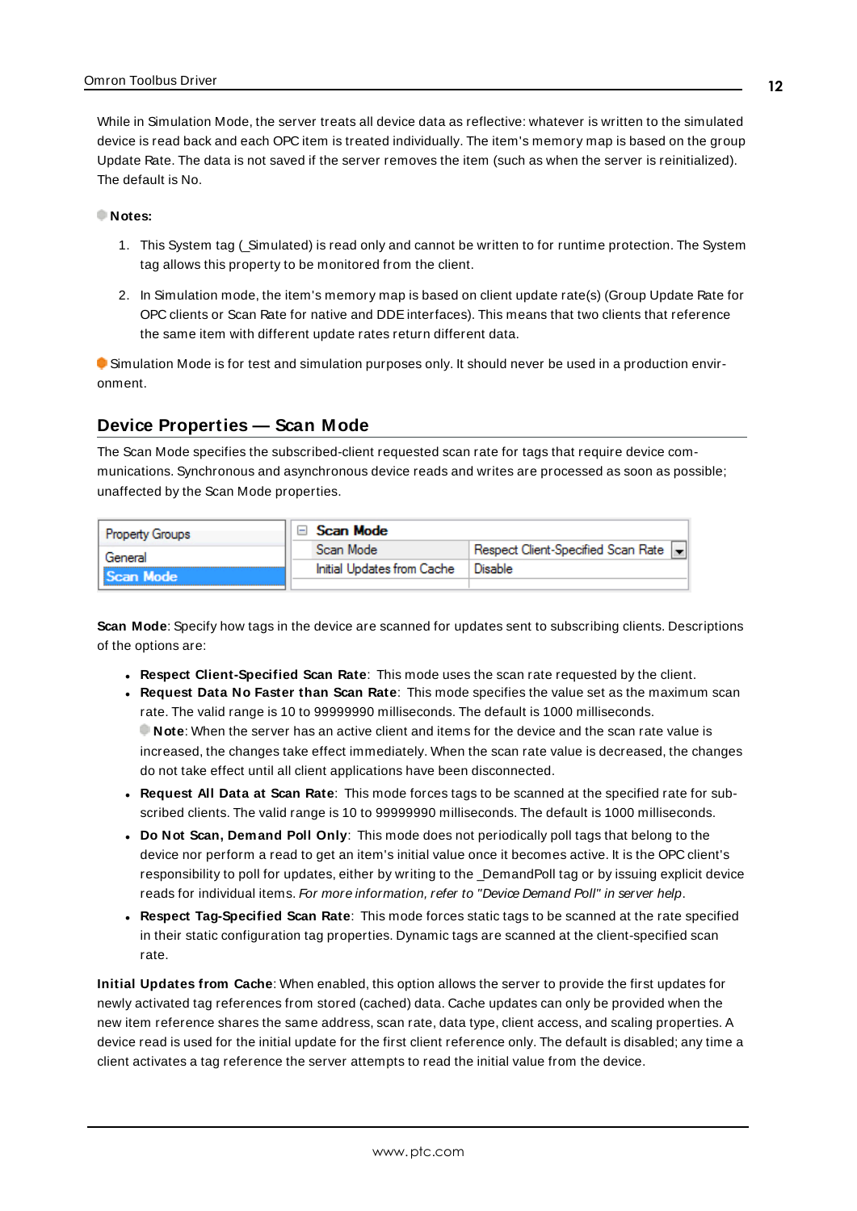While in Simulation Mode, the server treats all device data as reflective: whatever is written to the simulated device is read back and each OPC item is treated individually. The item's memory map is based on the group Update Rate. The data is not saved if the server removes the item (such as when the server is reinitialized). The default is No.

**Notes:**

1. This System tag (_Simulated) is read only and cannot be written to for runtime protection. The System tag allows this property to be monitored from the client.

2. In Simulation mode, the item's memory map is based on client update rate(s) (Group Update Rate for OPC clients or Scan Rate for native and DDE interfaces). This means that two clients that reference the same item with different update rates return different data.

Simulation Mode is for test and simulation purposes only. It should never be used in a production environment.

## Device Properties — Scan Mode

The Scan Mode specifies the subscribed-client requested scan rate for tags that require device communications. Synchronous and asynchronous device reads and writes are processed as soon as possible; unaffected by the Scan Mode properties.

| Property Groups | Scan Mode | |
|---|---|---|
| General | Scan Mode | Respect Client-Specified Scan Rate |
| Scan Mode | Initial Updates from Cache | Disable |

**Scan Mode**: Specify how tags in the device are scanned for updates sent to subscribing clients. Descriptions of the options are:

- **Respect Client-Specified Scan Rate**: This mode uses the scan rate requested by the client.
- **Request Data No Faster than Scan Rate**: This mode specifies the value set as the maximum scan rate. The valid range is 10 to 99999990 milliseconds. The default is 1000 milliseconds.
  **Note**: When the server has an active client and items for the device and the scan rate value is increased, the changes take effect immediately. When the scan rate value is decreased, the changes do not take effect until all client applications have been disconnected.
- **Request All Data at Scan Rate**: This mode forces tags to be scanned at the specified rate for subscribed clients. The valid range is 10 to 99999990 milliseconds. The default is 1000 milliseconds.
- **Do Not Scan, Demand Poll Only**: This mode does not periodically poll tags that belong to the device nor perform a read to get an item's initial value once it becomes active. It is the OPC client's responsibility to poll for updates, either by writing to the _DemandPoll tag or by issuing explicit device reads for individual items. *For more information, refer to "Device Demand Poll" in server help*.
- **Respect Tag-Specified Scan Rate**: This mode forces static tags to be scanned at the rate specified in their static configuration tag properties. Dynamic tags are scanned at the client-specified scan rate.

**Initial Updates from Cache**: When enabled, this option allows the server to provide the first updates for newly activated tag references from stored (cached) data. Cache updates can only be provided when the new item reference shares the same address, scan rate, data type, client access, and scaling properties. A device read is used for the initial update for the first client reference only. The default is disabled; any time a client activates a tag reference the server attempts to read the initial value from the device.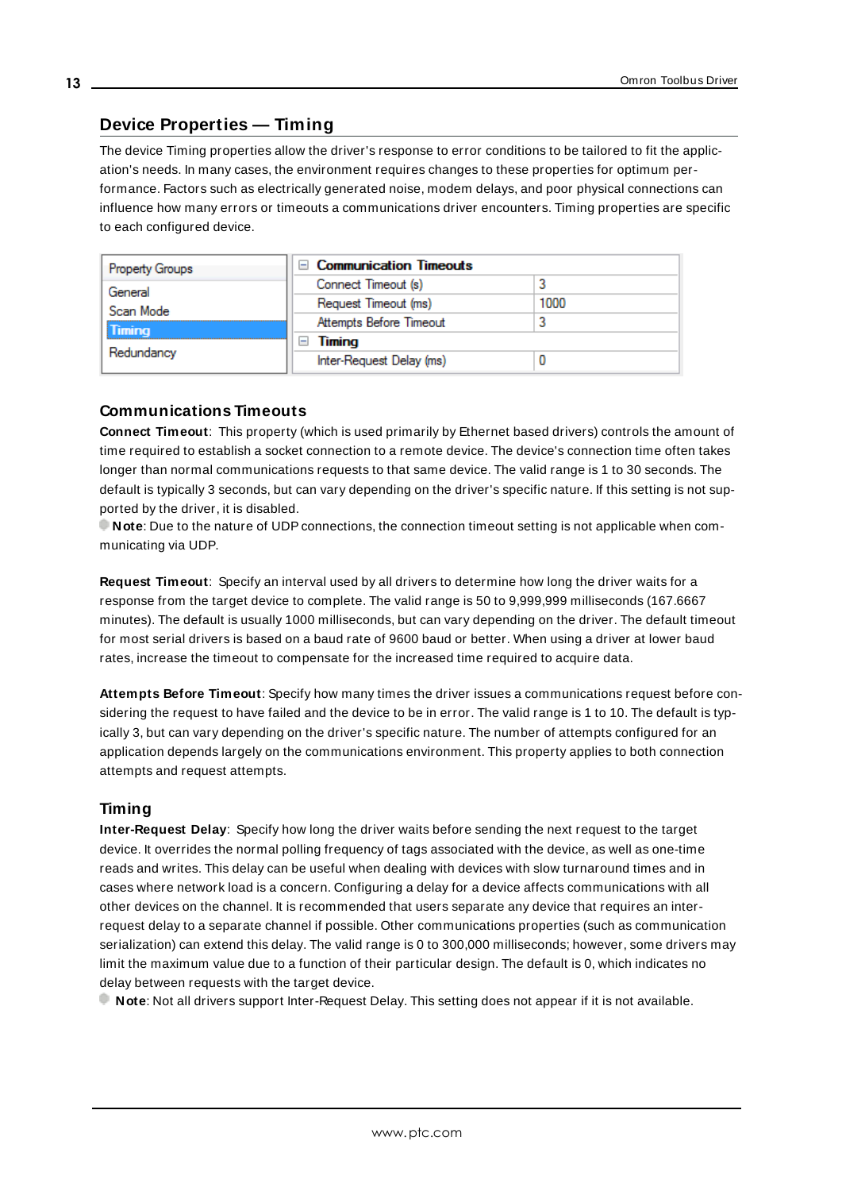## Device Properties — Timing

The device Timing properties allow the driver's response to error conditions to be tailored to fit the application's needs. In many cases, the environment requires changes to these properties for optimum performance. Factors such as electrically generated noise, modem delays, and poor physical connections can influence how many errors or timeouts a communications driver encounters. Timing properties are specific to each configured device.

| Property Groups | Communication Timeouts | |
|---|---|---|
| General | Connect Timeout (s) | 3 |
| Scan Mode | Request Timeout (ms) | 1000 |
| **Timing** | Attempts Before Timeout | 3 |
| Redundancy | **Timing** | |
| | Inter-Request Delay (ms) | 0 |

### Communications Timeouts

**Connect Timeout**: This property (which is used primarily by Ethernet based drivers) controls the amount of time required to establish a socket connection to a remote device. The device's connection time often takes longer than normal communications requests to that same device. The valid range is 1 to 30 seconds. The default is typically 3 seconds, but can vary depending on the driver's specific nature. If this setting is not supported by the driver, it is disabled.

**Note**: Due to the nature of UDP connections, the connection timeout setting is not applicable when communicating via UDP.

**Request Timeout**: Specify an interval used by all drivers to determine how long the driver waits for a response from the target device to complete. The valid range is 50 to 9,999,999 milliseconds (167.6667 minutes). The default is usually 1000 milliseconds, but can vary depending on the driver. The default timeout for most serial drivers is based on a baud rate of 9600 baud or better. When using a driver at lower baud rates, increase the timeout to compensate for the increased time required to acquire data.

**Attempts Before Timeout**: Specify how many times the driver issues a communications request before considering the request to have failed and the device to be in error. The valid range is 1 to 10. The default is typically 3, but can vary depending on the driver's specific nature. The number of attempts configured for an application depends largely on the communications environment. This property applies to both connection attempts and request attempts.

### Timing

**Inter-Request Delay**: Specify how long the driver waits before sending the next request to the target device. It overrides the normal polling frequency of tags associated with the device, as well as one-time reads and writes. This delay can be useful when dealing with devices with slow turnaround times and in cases where network load is a concern. Configuring a delay for a device affects communications with all other devices on the channel. It is recommended that users separate any device that requires an inter-request delay to a separate channel if possible. Other communications properties (such as communication serialization) can extend this delay. The valid range is 0 to 300,000 milliseconds; however, some drivers may limit the maximum value due to a function of their particular design. The default is 0, which indicates no delay between requests with the target device.

**Note**: Not all drivers support Inter-Request Delay. This setting does not appear if it is not available.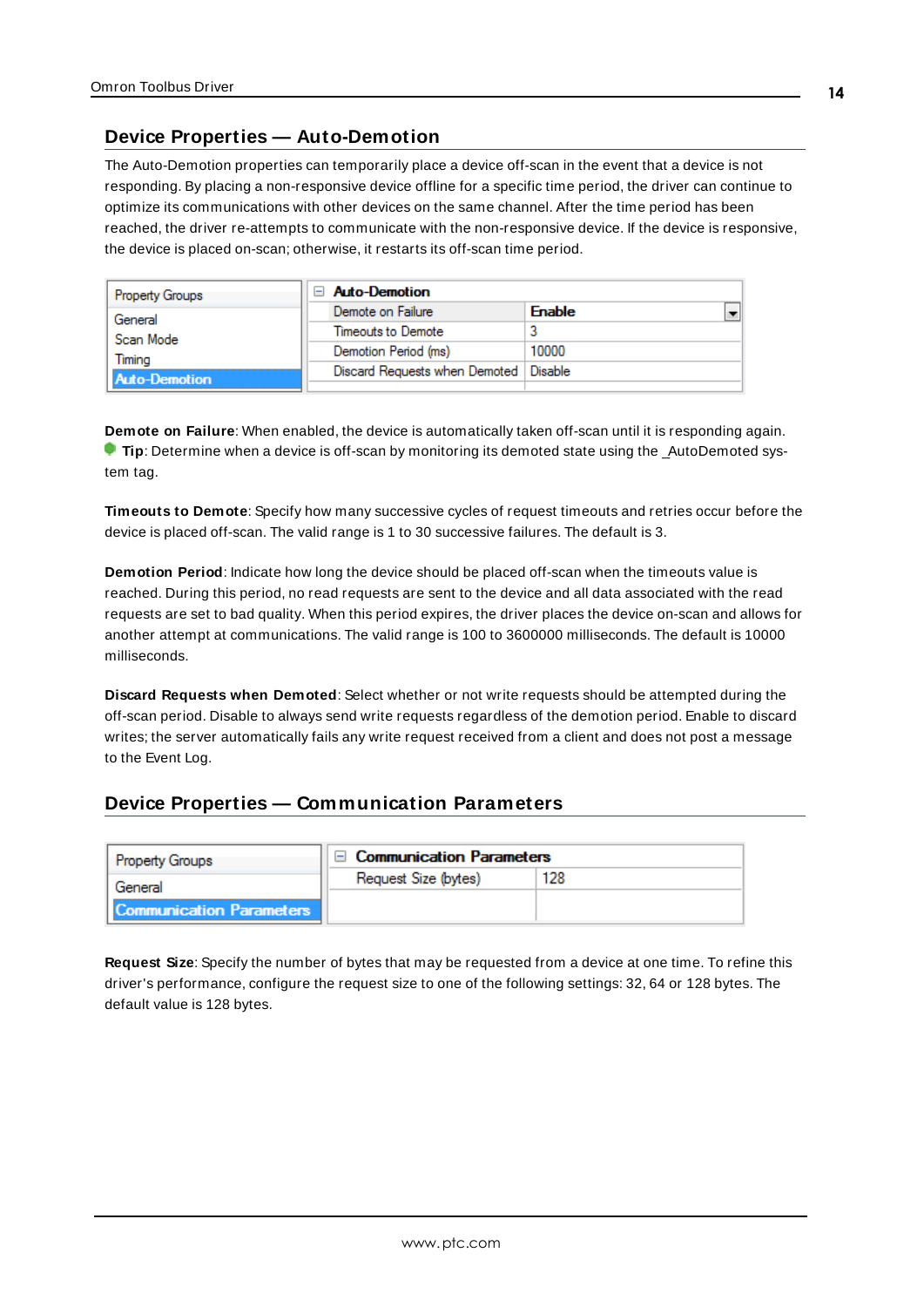## Device Properties — Auto-Demotion

The Auto-Demotion properties can temporarily place a device off-scan in the event that a device is not responding. By placing a non-responsive device offline for a specific time period, the driver can continue to optimize its communications with other devices on the same channel. After the time period has been reached, the driver re-attempts to communicate with the non-responsive device. If the device is responsive, the device is placed on-scan; otherwise, it restarts its off-scan time period.

| Property Groups | Auto-Demotion | |
|---|---|---|
| General | Demote on Failure | Enable |
| Scan Mode | Timeouts to Demote | 3 |
| Timing | Demotion Period (ms) | 10000 |
| Auto-Demotion | Discard Requests when Demoted | Disable |

**Demote on Failure**: When enabled, the device is automatically taken off-scan until it is responding again.
**Tip**: Determine when a device is off-scan by monitoring its demoted state using the _AutoDemoted system tag.

**Timeouts to Demote**: Specify how many successive cycles of request timeouts and retries occur before the device is placed off-scan. The valid range is 1 to 30 successive failures. The default is 3.

**Demotion Period**: Indicate how long the device should be placed off-scan when the timeouts value is reached. During this period, no read requests are sent to the device and all data associated with the read requests are set to bad quality. When this period expires, the driver places the device on-scan and allows for another attempt at communications. The valid range is 100 to 3600000 milliseconds. The default is 10000 milliseconds.

**Discard Requests when Demoted**: Select whether or not write requests should be attempted during the off-scan period. Disable to always send write requests regardless of the demotion period. Enable to discard writes; the server automatically fails any write request received from a client and does not post a message to the Event Log.

## Device Properties — Communication Parameters

| Property Groups | Communication Parameters | |
|---|---|---|
| General | Request Size (bytes) | 128 |
| Communication Parameters | | |

**Request Size**: Specify the number of bytes that may be requested from a device at one time. To refine this driver's performance, configure the request size to one of the following settings: 32, 64 or 128 bytes. The default value is 128 bytes.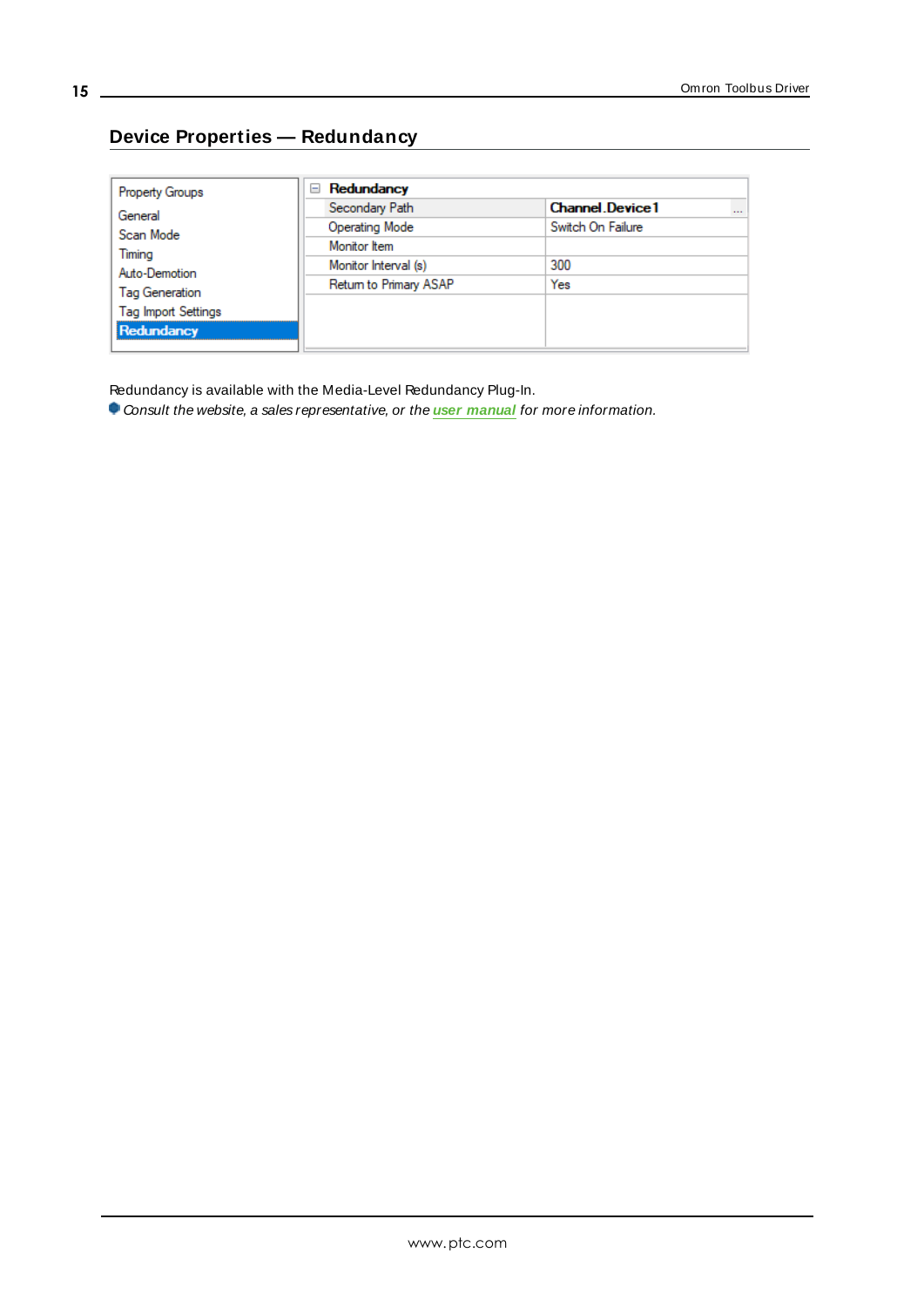## Device Properties — Redundancy

| Property Groups | Redundancy | |
|---|---|---|
| General | Secondary Path | Channel.Device1 |
| Scan Mode | Operating Mode | Switch On Failure |
| Timing | Monitor Item | |
| Auto-Demotion | Monitor Interval (s) | 300 |
| Tag Generation | Return to Primary ASAP | Yes |
| Tag Import Settings | | |
| **Redundancy** | | |

Redundancy is available with the Media-Level Redundancy Plug-In.

*Consult the website, a sales representative, or the* ***user manual*** *for more information.*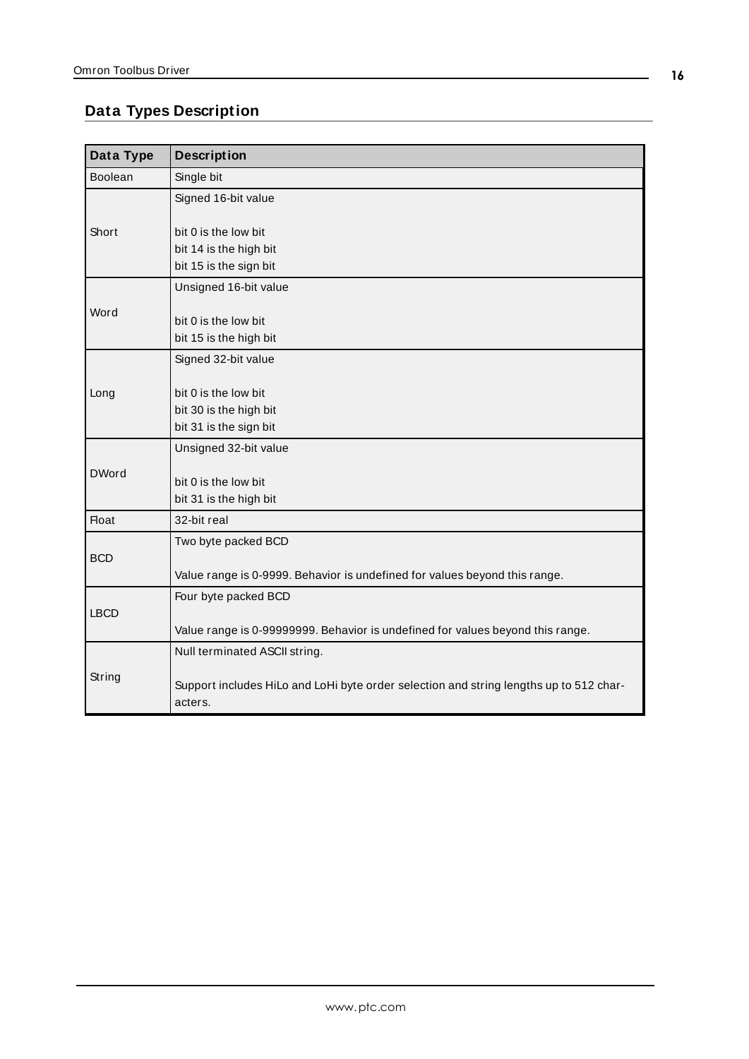## Data Types Description

| Data Type | Description |
| --- | --- |
| Boolean | Single bit |
| Short | Signed 16-bit value<br><br>bit 0 is the low bit<br>bit 14 is the high bit<br>bit 15 is the sign bit |
| Word | Unsigned 16-bit value<br><br>bit 0 is the low bit<br>bit 15 is the high bit |
| Long | Signed 32-bit value<br><br>bit 0 is the low bit<br>bit 30 is the high bit<br>bit 31 is the sign bit |
| DWord | Unsigned 32-bit value<br><br>bit 0 is the low bit<br>bit 31 is the high bit |
| Float | 32-bit real |
| BCD | Two byte packed BCD<br><br>Value range is 0-9999. Behavior is undefined for values beyond this range. |
| LBCD | Four byte packed BCD<br><br>Value range is 0-99999999. Behavior is undefined for values beyond this range. |
| String | Null terminated ASCII string.<br><br>Support includes HiLo and LoHi byte order selection and string lengths up to 512 characters. |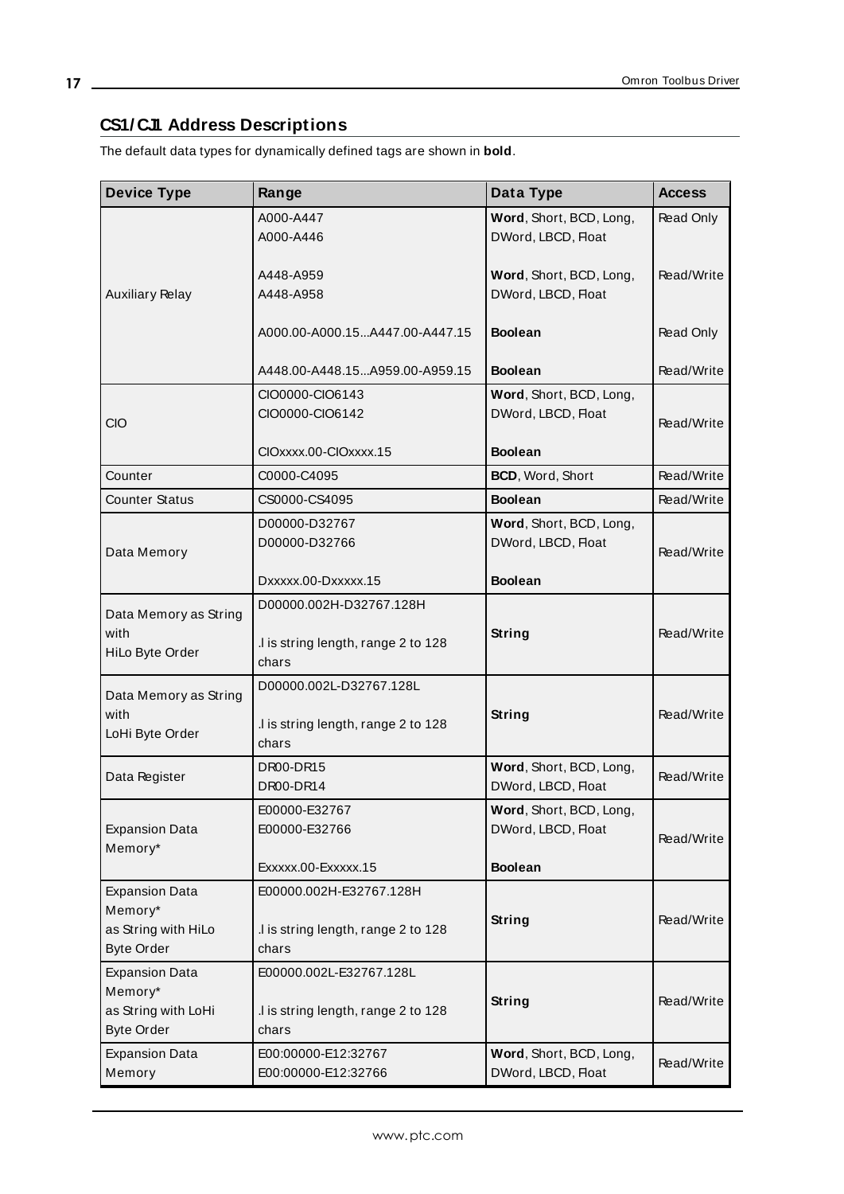## CS1/CJ1 Address Descriptions

The default data types for dynamically defined tags are shown in **bold**.

| Device Type | Range | Data Type | Access |
|---|---|---|---|
| Auxiliary Relay | A000-A447<br>A000-A446 | **Word**, Short, BCD, Long,<br>DWord, LBCD, Float | Read Only |
| | A448-A959<br>A448-A958 | **Word**, Short, BCD, Long,<br>DWord, LBCD, Float | Read/Write |
| | A000.00-A000.15...A447.00-A447.15 | **Boolean** | Read Only |
| | A448.00-A448.15...A959.00-A959.15 | **Boolean** | Read/Write |
| CIO | CIO0000-CIO6143<br>CIO0000-CIO6142<br><br>CIOxxxx.00-CIOxxxx.15 | **Word**, Short, BCD, Long,<br>DWord, LBCD, Float<br><br>**Boolean** | Read/Write |
| Counter | C0000-C4095 | **BCD**, Word, Short | Read/Write |
| Counter Status | CS0000-CS4095 | **Boolean** | Read/Write |
| Data Memory | D00000-D32767<br>D00000-D32766<br><br>Dxxxxx.00-Dxxxxx.15 | **Word**, Short, BCD, Long,<br>DWord, LBCD, Float<br><br>**Boolean** | Read/Write |
| Data Memory as String with<br>HiLo Byte Order | D00000.002H-D32767.128H<br><br>.l is string length, range 2 to 128 chars | **String** | Read/Write |
| Data Memory as String with<br>LoHi Byte Order | D00000.002L-D32767.128L<br><br>.l is string length, range 2 to 128 chars | **String** | Read/Write |
| Data Register | DR00-DR15<br>DR00-DR14 | **Word**, Short, BCD, Long,<br>DWord, LBCD, Float | Read/Write |
| Expansion Data Memory* | E00000-E32767<br>E00000-E32766<br><br>Exxxxx.00-Exxxxx.15 | **Word**, Short, BCD, Long,<br>DWord, LBCD, Float<br><br>**Boolean** | Read/Write |
| Expansion Data Memory*<br>as String with HiLo<br>Byte Order | E00000.002H-E32767.128H<br><br>.l is string length, range 2 to 128 chars | **String** | Read/Write |
| Expansion Data Memory*<br>as String with LoHi<br>Byte Order | E00000.002L-E32767.128L<br><br>.l is string length, range 2 to 128 chars | **String** | Read/Write |
| Expansion Data Memory | E00:00000-E12:32767<br>E00:00000-E12:32766 | **Word**, Short, BCD, Long,<br>DWord, LBCD, Float | Read/Write |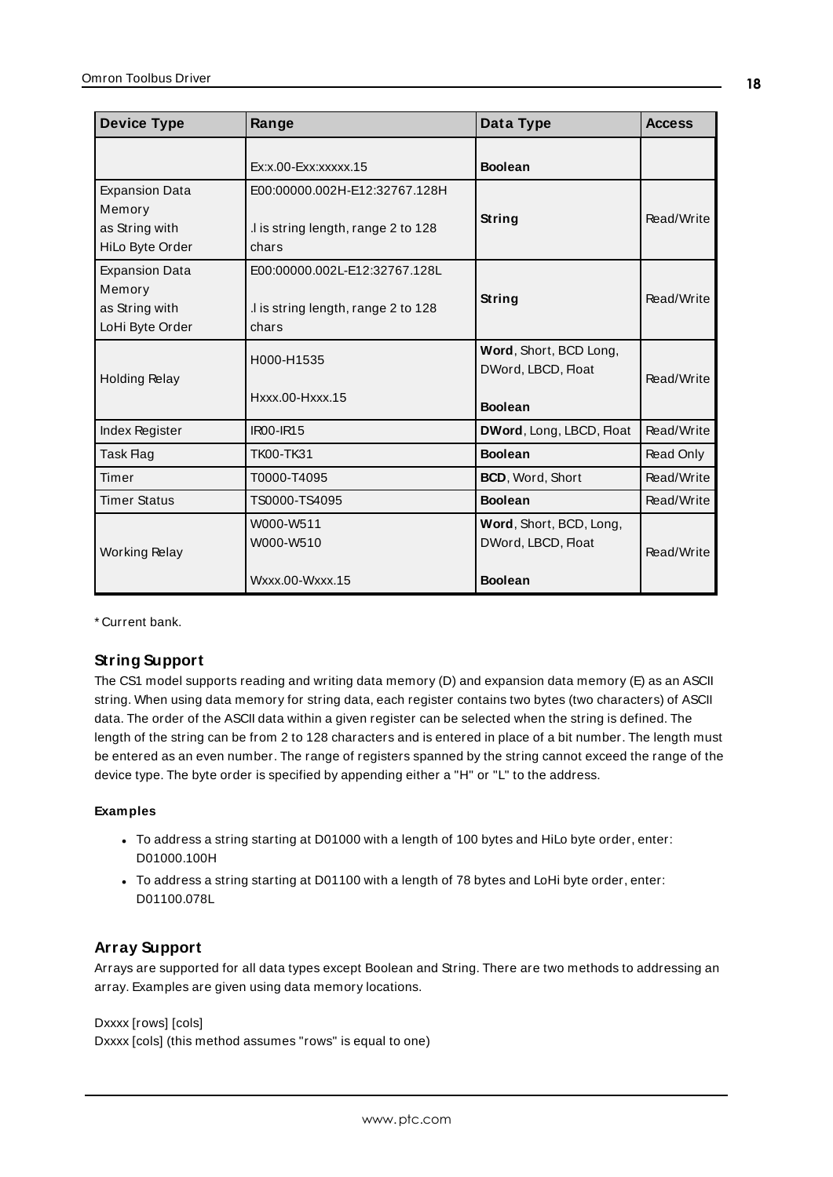| Device Type | Range | Data Type | Access |
| --- | --- | --- | --- |
| | Ex:x.00-Exx:xxxxx.15 | **Boolean** | |
| Expansion Data Memory as String with HiLo Byte Order | E00:00000.002H-E12:32767.128H<br>.l is string length, range 2 to 128 chars | **String** | Read/Write |
| Expansion Data Memory as String with LoHi Byte Order | E00:00000.002L-E12:32767.128L<br>.l is string length, range 2 to 128 chars | **String** | Read/Write |
| Holding Relay | H000-H1535<br>Hxxx.00-Hxxx.15 | **Word**, Short, BCD Long, DWord, LBCD, Float<br>**Boolean** | Read/Write |
| Index Register | IR00-IR15 | **DWord**, Long, LBCD, Float | Read/Write |
| Task Flag | TK00-TK31 | **Boolean** | Read Only |
| Timer | T0000-T4095 | **BCD**, Word, Short | Read/Write |
| Timer Status | TS0000-TS4095 | **Boolean** | Read/Write |
| Working Relay | W000-W511<br>W000-W510<br>Wxxx.00-Wxxx.15 | **Word**, Short, BCD, Long, DWord, LBCD, Float<br>**Boolean** | Read/Write |

* Current bank.

### String Support

The CS1 model supports reading and writing data memory (D) and expansion data memory (E) as an ASCII string. When using data memory for string data, each register contains two bytes (two characters) of ASCII data. The order of the ASCII data within a given register can be selected when the string is defined. The length of the string can be from 2 to 128 characters and is entered in place of a bit number. The length must be entered as an even number. The range of registers spanned by the string cannot exceed the range of the device type. The byte order is specified by appending either a "H" or "L" to the address.

#### Examples

- To address a string starting at D01000 with a length of 100 bytes and HiLo byte order, enter: D01000.100H
- To address a string starting at D01100 with a length of 78 bytes and LoHi byte order, enter: D01100.078L

### Array Support

Arrays are supported for all data types except Boolean and String. There are two methods to addressing an array. Examples are given using data memory locations.

Dxxxx [rows] [cols]
Dxxxx [cols] (this method assumes "rows" is equal to one)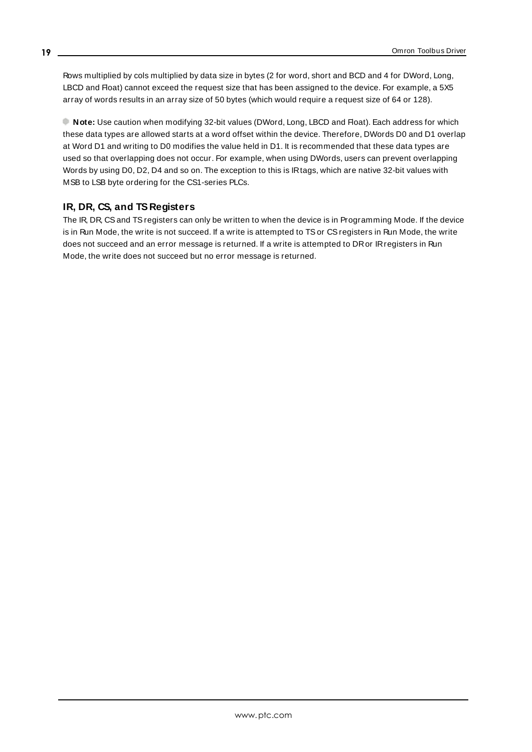Rows multiplied by cols multiplied by data size in bytes (2 for word, short and BCD and 4 for DWord, Long, LBCD and Float) cannot exceed the request size that has been assigned to the device. For example, a 5X5 array of words results in an array size of 50 bytes (which would require a request size of 64 or 128).

**Note:** Use caution when modifying 32-bit values (DWord, Long, LBCD and Float). Each address for which these data types are allowed starts at a word offset within the device. Therefore, DWords D0 and D1 overlap at Word D1 and writing to D0 modifies the value held in D1. It is recommended that these data types are used so that overlapping does not occur. For example, when using DWords, users can prevent overlapping Words by using D0, D2, D4 and so on. The exception to this is IR tags, which are native 32-bit values with MSB to LSB byte ordering for the CS1-series PLCs.

### IR, DR, CS, and TS Registers

The IR, DR, CS and TS registers can only be written to when the device is in Programming Mode. If the device is in Run Mode, the write is not succeed. If a write is attempted to TS or CS registers in Run Mode, the write does not succeed and an error message is returned. If a write is attempted to DR or IR registers in Run Mode, the write does not succeed but no error message is returned.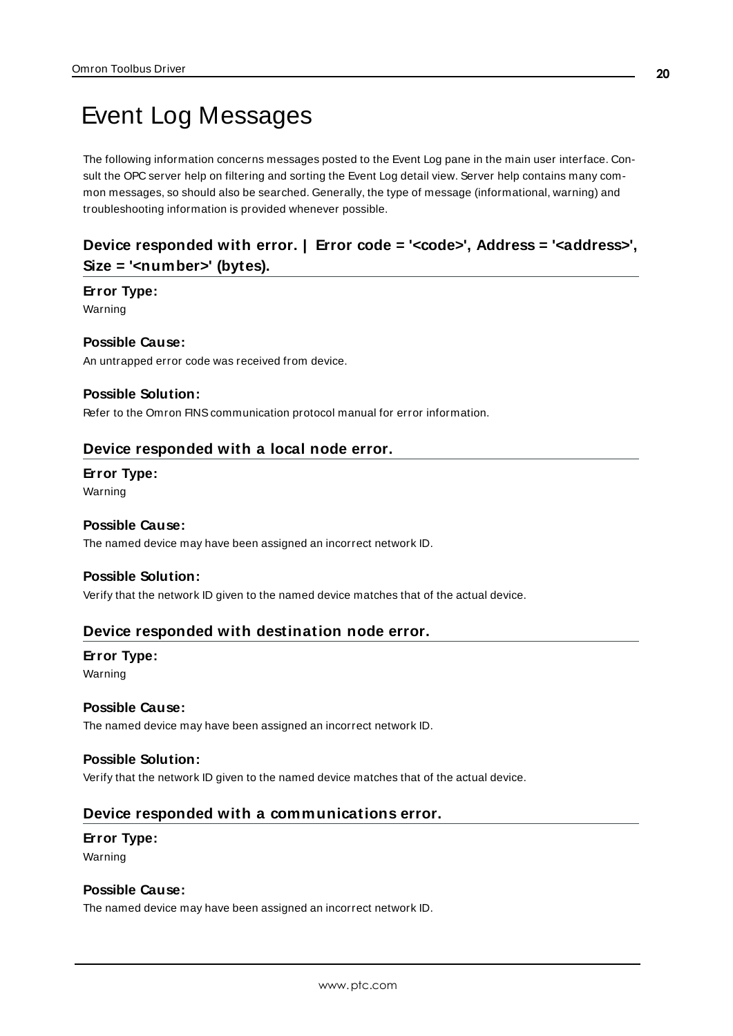# Event Log Messages

The following information concerns messages posted to the Event Log pane in the main user interface. Consult the OPC server help on filtering and sorting the Event Log detail view. Server help contains many common messages, so should also be searched. Generally, the type of message (informational, warning) and troubleshooting information is provided whenever possible.

## Device responded with error. | Error code = '<code>', Address = '<address>', Size = '<number>' (bytes).

**Error Type:**

Warning

**Possible Cause:**

An untrapped error code was received from device.

**Possible Solution:**

Refer to the Omron FINS communication protocol manual for error information.

## Device responded with a local node error.

**Error Type:**

Warning

**Possible Cause:**

The named device may have been assigned an incorrect network ID.

**Possible Solution:**

Verify that the network ID given to the named device matches that of the actual device.

## Device responded with destination node error.

**Error Type:**

Warning

**Possible Cause:**

The named device may have been assigned an incorrect network ID.

**Possible Solution:**

Verify that the network ID given to the named device matches that of the actual device.

## Device responded with a communications error.

**Error Type:**

Warning

**Possible Cause:**

The named device may have been assigned an incorrect network ID.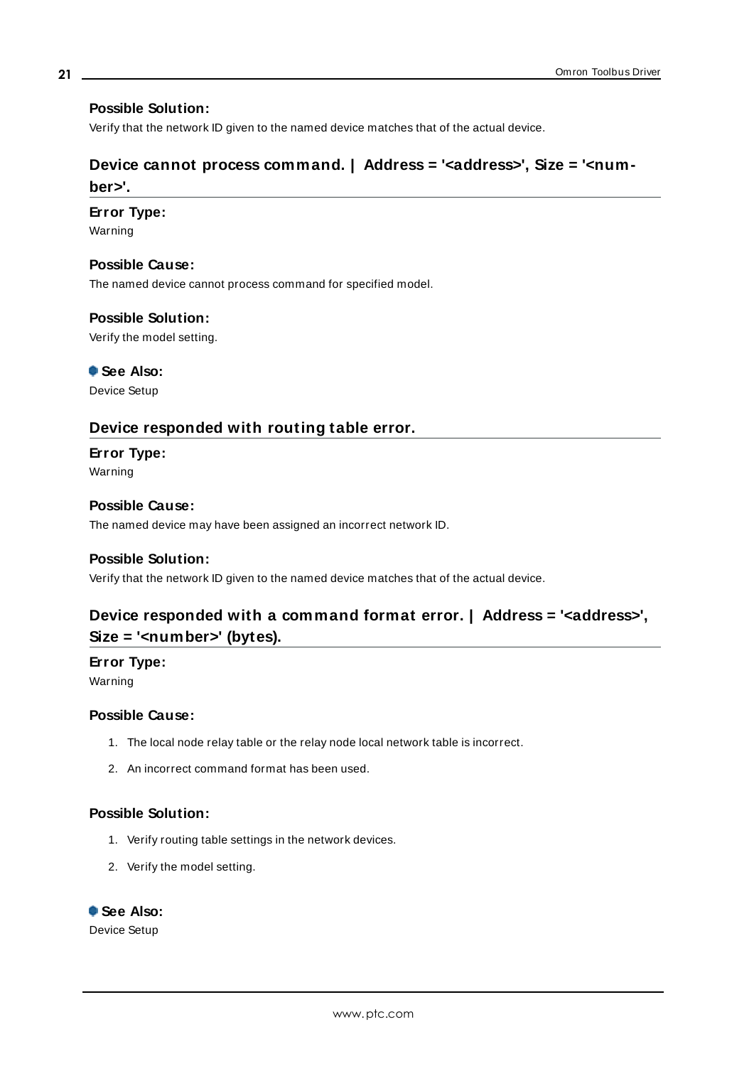#### Possible Solution:

Verify that the network ID given to the named device matches that of the actual device.

### Device cannot process command. | Address = '<address>', Size = '<number>'.

#### Error Type:

Warning

#### Possible Cause:

The named device cannot process command for specified model.

#### Possible Solution:

Verify the model setting.

#### See Also:

Device Setup

### Device responded with routing table error.

#### Error Type:

Warning

#### Possible Cause:

The named device may have been assigned an incorrect network ID.

#### Possible Solution:

Verify that the network ID given to the named device matches that of the actual device.

### Device responded with a command format error. | Address = '<address>', Size = '<number>' (bytes).

#### Error Type:

Warning

#### Possible Cause:

1. The local node relay table or the relay node local network table is incorrect.
2. An incorrect command format has been used.

#### Possible Solution:

1. Verify routing table settings in the network devices.
2. Verify the model setting.

#### See Also:

Device Setup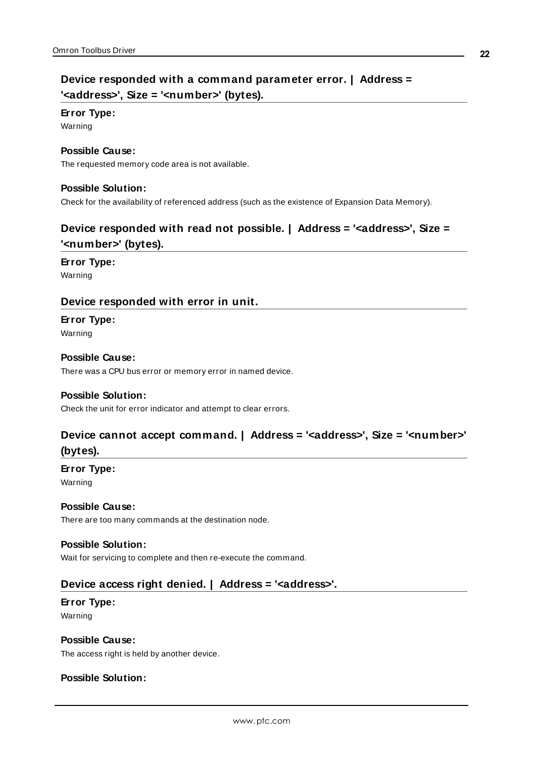### Device responded with a command parameter error. | Address = '<address>', Size = '<number>' (bytes).

**Error Type:**

Warning

**Possible Cause:**

The requested memory code area is not available.

**Possible Solution:**

Check for the availability of referenced address (such as the existence of Expansion Data Memory).

### Device responded with read not possible. | Address = '<address>', Size = '<number>' (bytes).

**Error Type:**

Warning

### Device responded with error in unit.

**Error Type:**

Warning

**Possible Cause:**

There was a CPU bus error or memory error in named device.

**Possible Solution:**

Check the unit for error indicator and attempt to clear errors.

### Device cannot accept command. | Address = '<address>', Size = '<number>' (bytes).

**Error Type:**

Warning

**Possible Cause:**

There are too many commands at the destination node.

**Possible Solution:**

Wait for servicing to complete and then re-execute the command.

### Device access right denied. | Address = '<address>'.

**Error Type:**

Warning

**Possible Cause:**

The access right is held by another device.

**Possible Solution:**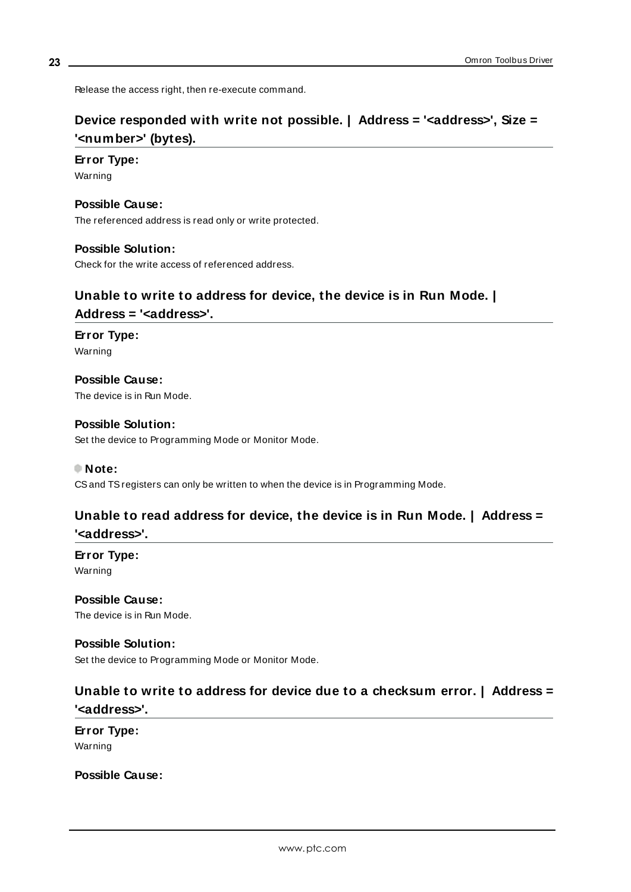Release the access right, then re-execute command.

## Device responded with write not possible. | Address = '<address>', Size = '<number>' (bytes).

**Error Type:**
Warning

**Possible Cause:**
The referenced address is read only or write protected.

**Possible Solution:**
Check for the write access of referenced address.

## Unable to write to address for device, the device is in Run Mode. | Address = '<address>'.

**Error Type:**
Warning

**Possible Cause:**
The device is in Run Mode.

**Possible Solution:**
Set the device to Programming Mode or Monitor Mode.

**Note:**
CS and TS registers can only be written to when the device is in Programming Mode.

## Unable to read address for device, the device is in Run Mode. | Address = '<address>'.

**Error Type:**
Warning

**Possible Cause:**
The device is in Run Mode.

**Possible Solution:**
Set the device to Programming Mode or Monitor Mode.

## Unable to write to address for device due to a checksum error. | Address = '<address>'.

**Error Type:**
Warning

**Possible Cause:**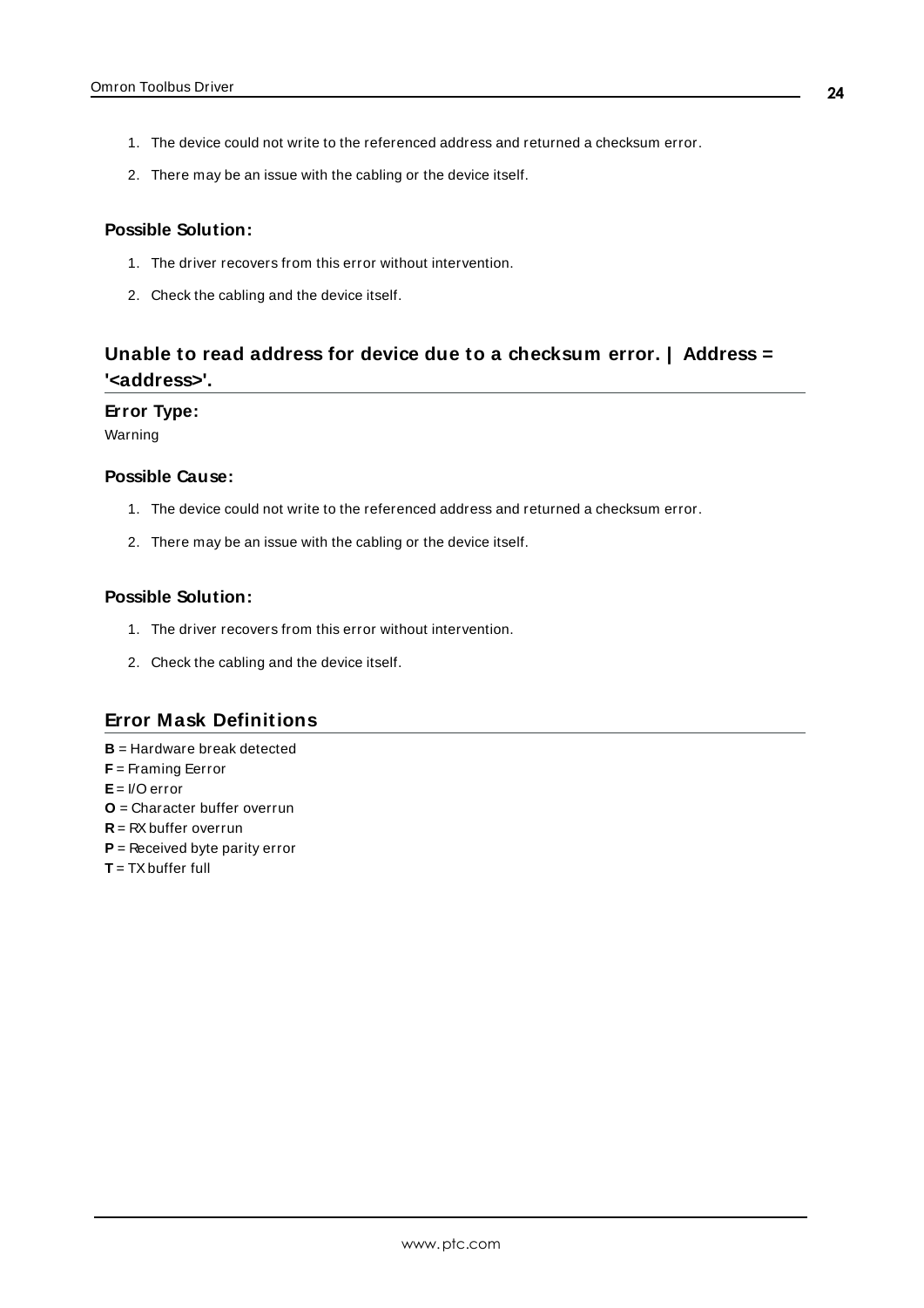1. The device could not write to the referenced address and returned a checksum error.
2. There may be an issue with the cabling or the device itself.

#### Possible Solution:

1. The driver recovers from this error without intervention.
2. Check the cabling and the device itself.

## Unable to read address for device due to a checksum error. | Address = '<address>'.

#### Error Type:

Warning

#### Possible Cause:

1. The device could not write to the referenced address and returned a checksum error.
2. There may be an issue with the cabling or the device itself.

#### Possible Solution:

1. The driver recovers from this error without intervention.
2. Check the cabling and the device itself.

## Error Mask Definitions

**B** = Hardware break detected
**F** = Framing Eerror
**E** = I/O error
**O** = Character buffer overrun
**R** = RX buffer overrun
**P** = Received byte parity error
**T** = TX buffer full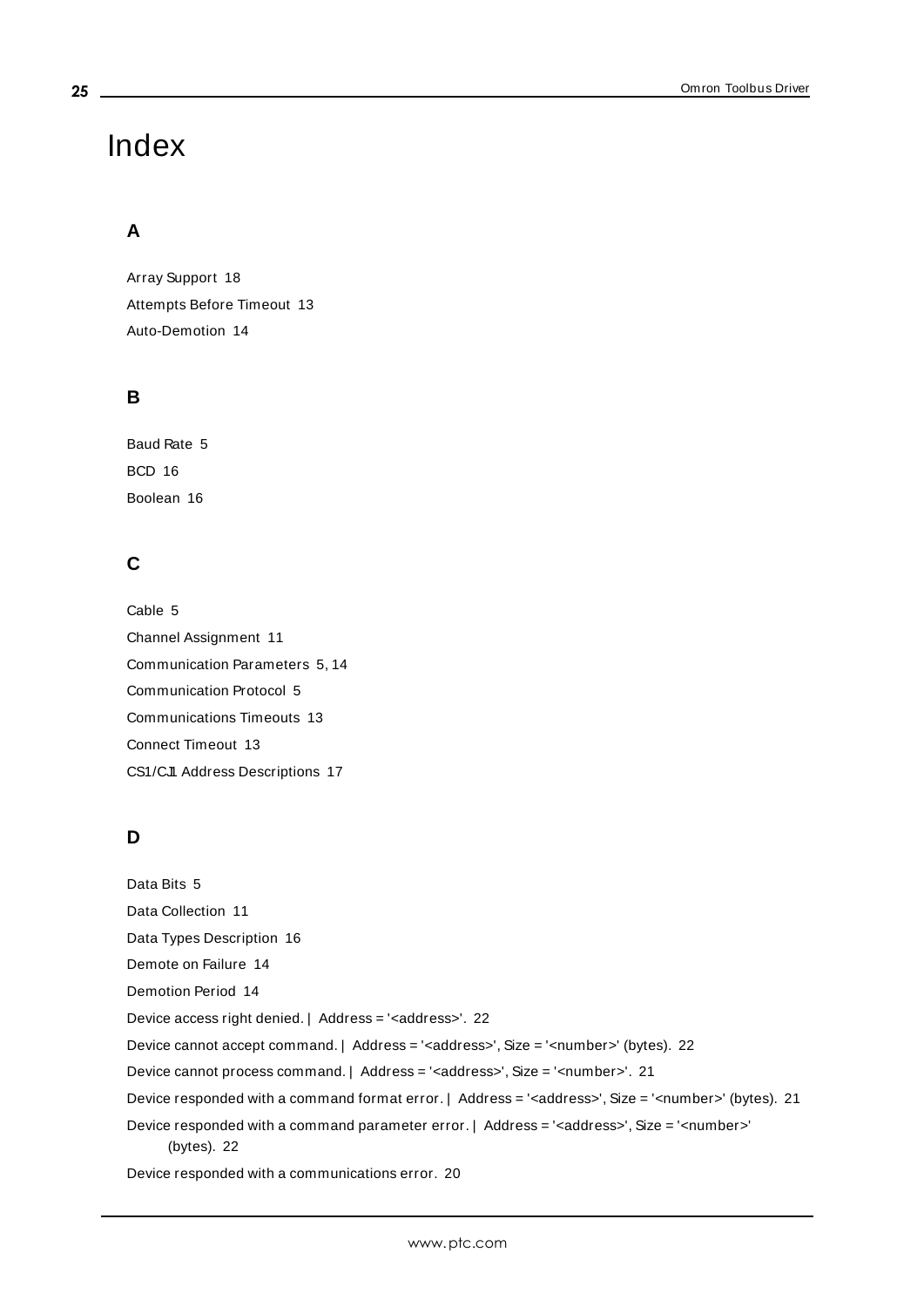# Index

## A

Array Support 18

Attempts Before Timeout 13

Auto-Demotion 14

## B

Baud Rate 5

BCD 16

Boolean 16

## C

Cable 5

Channel Assignment 11

Communication Parameters 5, 14

Communication Protocol 5

Communications Timeouts 13

Connect Timeout 13

CS1/CJ1 Address Descriptions 17

## D

Data Bits 5

Data Collection 11

Data Types Description 16

Demote on Failure 14

Demotion Period 14

Device access right denied. | Address = '<address>'. 22

Device cannot accept command. | Address = '<address>', Size = '<number>' (bytes). 22

Device cannot process command. | Address = '<address>', Size = '<number>'. 21

Device responded with a command format error. | Address = '<address>', Size = '<number>' (bytes). 21

Device responded with a command parameter error. | Address = '<address>', Size = '<number>' (bytes). 22

Device responded with a communications error. 20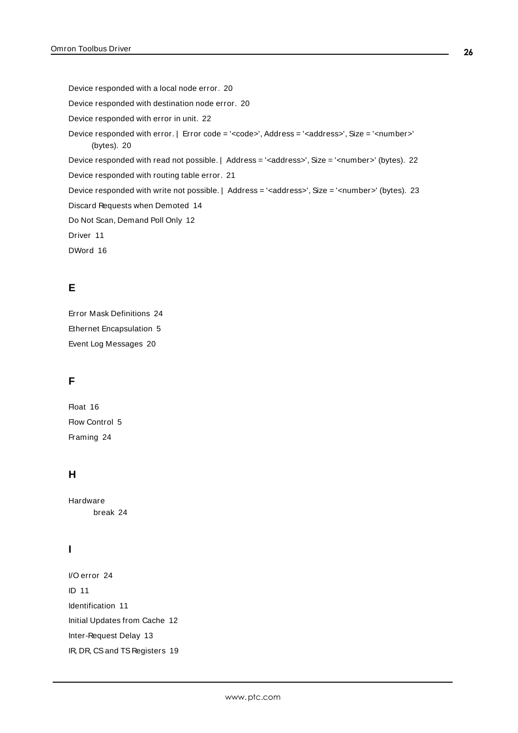Device responded with a local node error. 20

Device responded with destination node error. 20

Device responded with error in unit. 22

Device responded with error. | Error code = '<code>', Address = '<address>', Size = '<number>' (bytes). 20

Device responded with read not possible. | Address = '<address>', Size = '<number>' (bytes). 22

Device responded with routing table error. 21

Device responded with write not possible. | Address = '<address>', Size = '<number>' (bytes). 23

Discard Requests when Demoted 14

Do Not Scan, Demand Poll Only 12

Driver 11

DWord 16

## E

Error Mask Definitions 24

Ethernet Encapsulation 5

Event Log Messages 20

## F

Float 16

Flow Control 5

Framing 24

## H

Hardware
    break 24

## I

I/O error 24

ID 11

Identification 11

Initial Updates from Cache 12

Inter-Request Delay 13

IR, DR, CS and TS Registers 19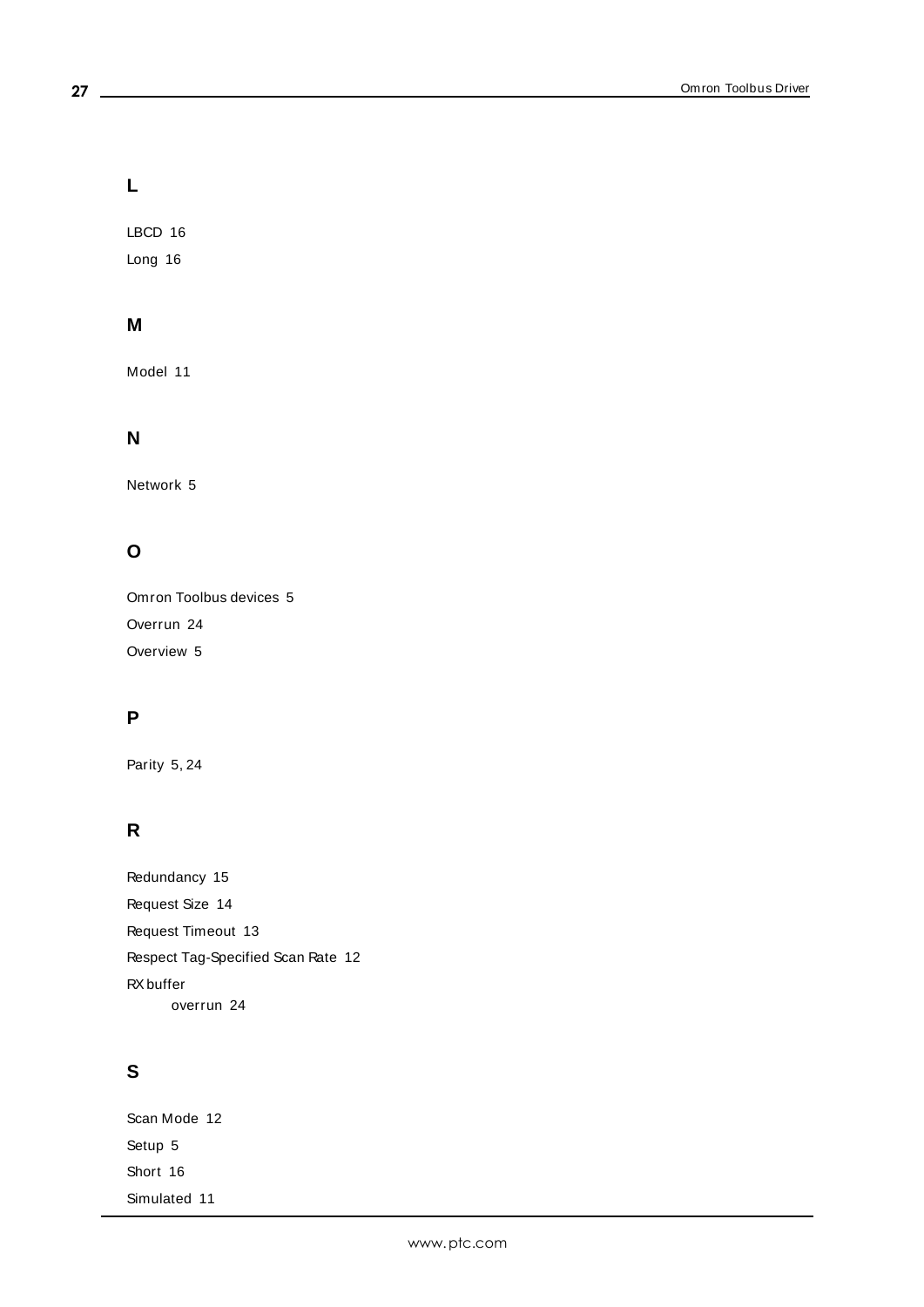## L

LBCD 16

Long 16

## M

Model 11

## N

Network 5

## O

Omron Toolbus devices 5

Overrun 24

Overview 5

## P

Parity 5, 24

## R

Redundancy 15

Request Size 14

Request Timeout 13

Respect Tag-Specified Scan Rate 12

RX buffer

- overrun 24

## S

Scan Mode 12

Setup 5

Short 16

Simulated 11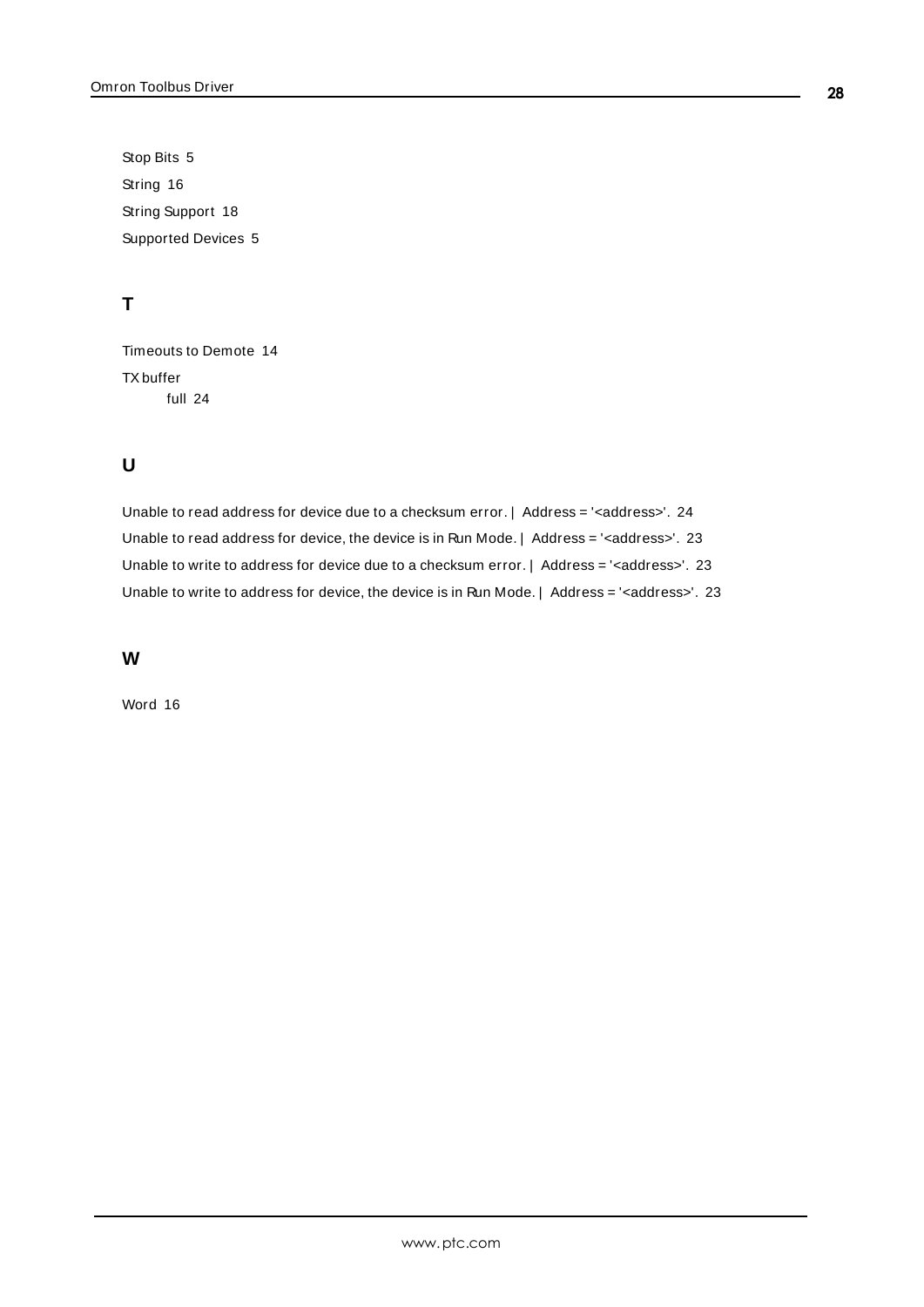Stop Bits 5

String 16

String Support 18

Supported Devices 5

## T

Timeouts to Demote 14

TX buffer

full 24

## U

Unable to read address for device due to a checksum error. | Address = '<address>'. 24

Unable to read address for device, the device is in Run Mode. | Address = '<address>'. 23

Unable to write to address for device due to a checksum error. | Address = '<address>'. 23

Unable to write to address for device, the device is in Run Mode. | Address = '<address>'. 23

## W

Word 16